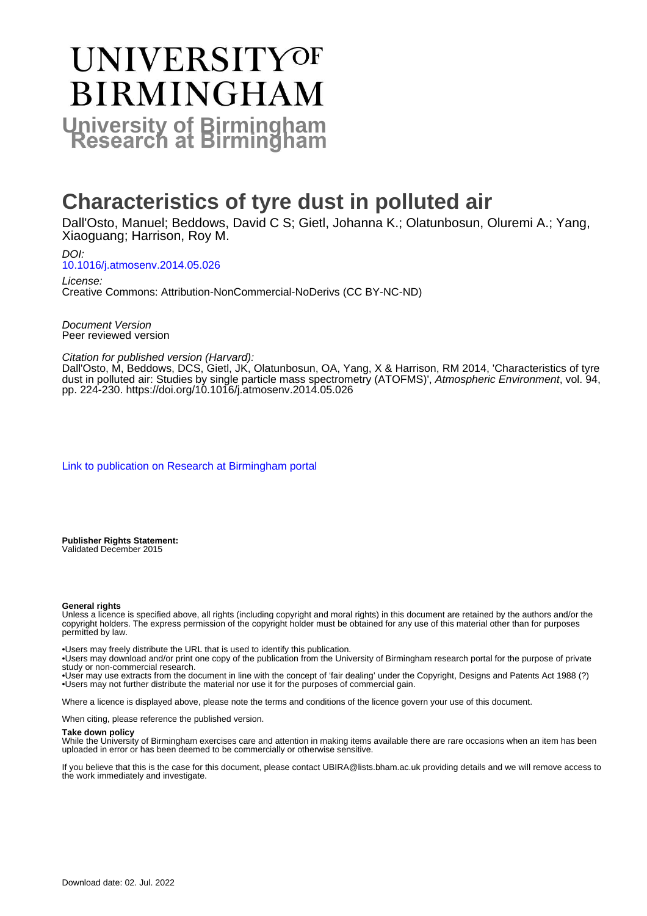# University of Birmingham
## Research at Birmingham

# Characteristics of tyre dust in polluted air

Dall'Osto, Manuel; Beddows, David C S; Gietl, Johanna K.; Olatunbosun, Oluremi A.; Yang, Xiaoguang; Harrison, Roy M.

*DOI:*
[10.1016/j.atmosenv.2014.05.026](https://doi.org/10.1016/j.atmosenv.2014.05.026)

*License:*
Creative Commons: Attribution-NonCommercial-NoDerivs (CC BY-NC-ND)

*Document Version*
Peer reviewed version

*Citation for published version (Harvard):*
Dall'Osto, M, Beddows, DCS, Gietl, JK, Olatunbosun, OA, Yang, X & Harrison, RM 2014, 'Characteristics of tyre dust in polluted air: Studies by single particle mass spectrometry (ATOFMS)', *Atmospheric Environment*, vol. 94, pp. 224-230. https://doi.org/10.1016/j.atmosenv.2014.05.026

[Link to publication on Research at Birmingham portal](#)

**Publisher Rights Statement:**
Validated December 2015

**General rights**
Unless a licence is specified above, all rights (including copyright and moral rights) in this document are retained by the authors and/or the copyright holders. The express permission of the copyright holder must be obtained for any use of this material other than for purposes permitted by law.

•Users may freely distribute the URL that is used to identify this publication.
•Users may download and/or print one copy of the publication from the University of Birmingham research portal for the purpose of private study or non-commercial research.
•User may use extracts from the document in line with the concept of 'fair dealing' under the Copyright, Designs and Patents Act 1988 (?)
•Users may not further distribute the material nor use it for the purposes of commercial gain.

Where a licence is displayed above, please note the terms and conditions of the licence govern your use of this document.

When citing, please reference the published version.

**Take down policy**
While the University of Birmingham exercises care and attention in making items available there are rare occasions when an item has been uploaded in error or has been deemed to be commercially or otherwise sensitive.

If you believe that this is the case for this document, please contact UBIRA@lists.bham.ac.uk providing details and we will remove access to the work immediately and investigate.

Download date: 02. Jul. 2022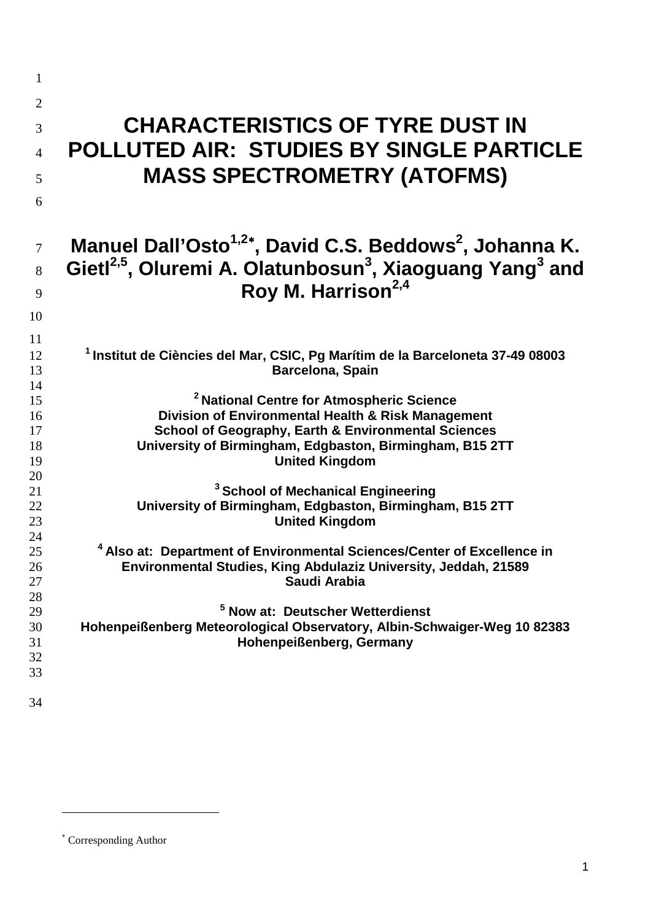# CHARACTERISTICS OF TYRE DUST IN POLLUTED AIR: STUDIES BY SINGLE PARTICLE MASS SPECTROMETRY (ATOFMS)

**Manuel Dall'Osto[1,2*], David C.S. Beddows[2], Johanna K. Gietl[2,5], Oluremi A. Olatunbosun[3], Xiaoguang Yang[3] and Roy M. Harrison[2,4]**

**[1] Institut de Ciències del Mar, CSIC, Pg Marítim de la Barceloneta 37-49 08003 Barcelona, Spain**

**[2] National Centre for Atmospheric Science**
**Division of Environmental Health & Risk Management**
**School of Geography, Earth & Environmental Sciences**
**University of Birmingham, Edgbaston, Birmingham, B15 2TT**
**United Kingdom**

**[3] School of Mechanical Engineering**
**University of Birmingham, Edgbaston, Birmingham, B15 2TT**
**United Kingdom**

**[4] Also at: Department of Environmental Sciences/Center of Excellence in Environmental Studies, King Abdulaziz University, Jeddah, 21589**
**Saudi Arabia**

**[5] Now at: Deutscher Wetterdienst**
**Hohenpeißenberg Meteorological Observatory, Albin-Schwaiger-Weg 10 82383 Hohenpeißenberg, Germany**

---

* Corresponding Author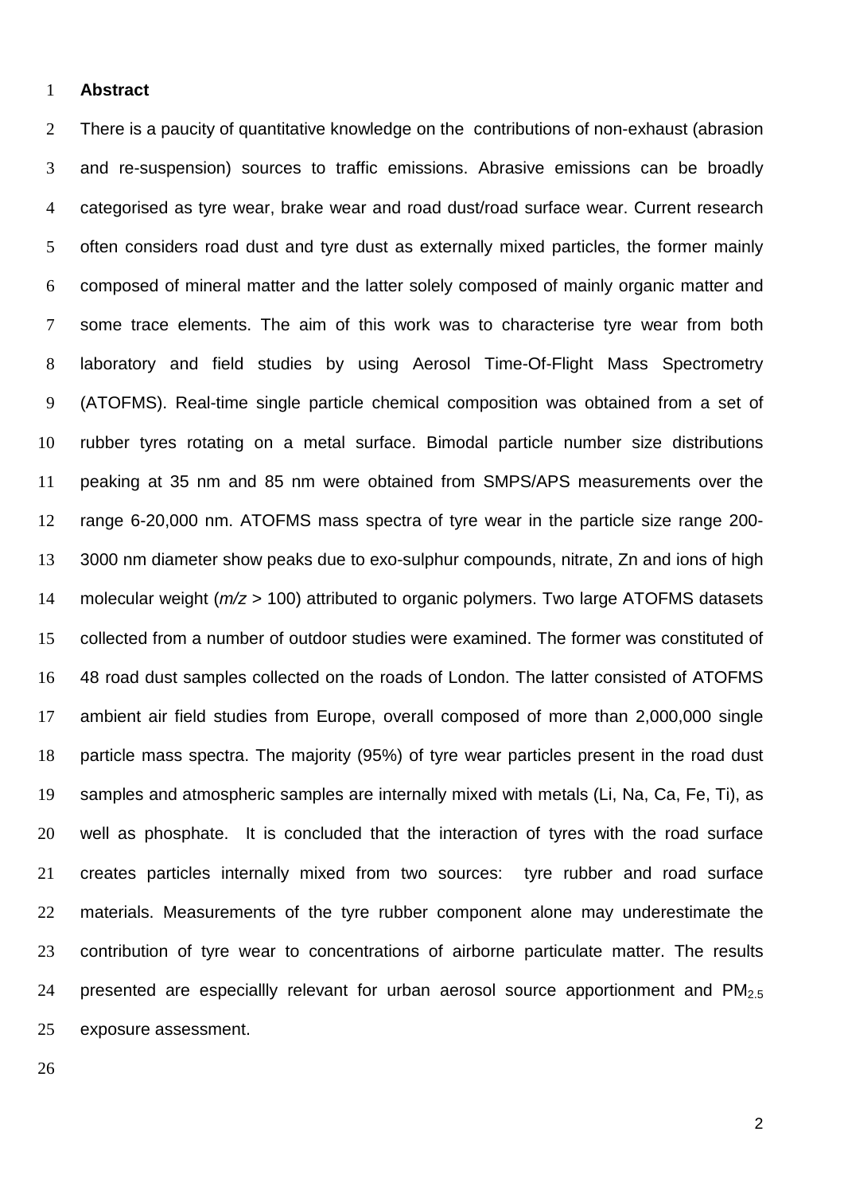**Abstract**

There is a paucity of quantitative knowledge on the contributions of non-exhaust (abrasion and re-suspension) sources to traffic emissions. Abrasive emissions can be broadly categorised as tyre wear, brake wear and road dust/road surface wear. Current research often considers road dust and tyre dust as externally mixed particles, the former mainly composed of mineral matter and the latter solely composed of mainly organic matter and some trace elements. The aim of this work was to characterise tyre wear from both laboratory and field studies by using Aerosol Time-Of-Flight Mass Spectrometry (ATOFMS). Real-time single particle chemical composition was obtained from a set of rubber tyres rotating on a metal surface. Bimodal particle number size distributions peaking at 35 nm and 85 nm were obtained from SMPS/APS measurements over the range 6-20,000 nm. ATOFMS mass spectra of tyre wear in the particle size range 200-3000 nm diameter show peaks due to exo-sulphur compounds, nitrate, Zn and ions of high molecular weight ($m/z$ > 100) attributed to organic polymers. Two large ATOFMS datasets collected from a number of outdoor studies were examined. The former was constituted of 48 road dust samples collected on the roads of London. The latter consisted of ATOFMS ambient air field studies from Europe, overall composed of more than 2,000,000 single particle mass spectra. The majority (95%) of tyre wear particles present in the road dust samples and atmospheric samples are internally mixed with metals (Li, Na, Ca, Fe, Ti), as well as phosphate. It is concluded that the interaction of tyres with the road surface creates particles internally mixed from two sources: tyre rubber and road surface materials. Measurements of the tyre rubber component alone may underestimate the contribution of tyre wear to concentrations of airborne particulate matter. The results presented are especiallly relevant for urban aerosol source apportionment and $PM_{2.5}$ exposure assessment.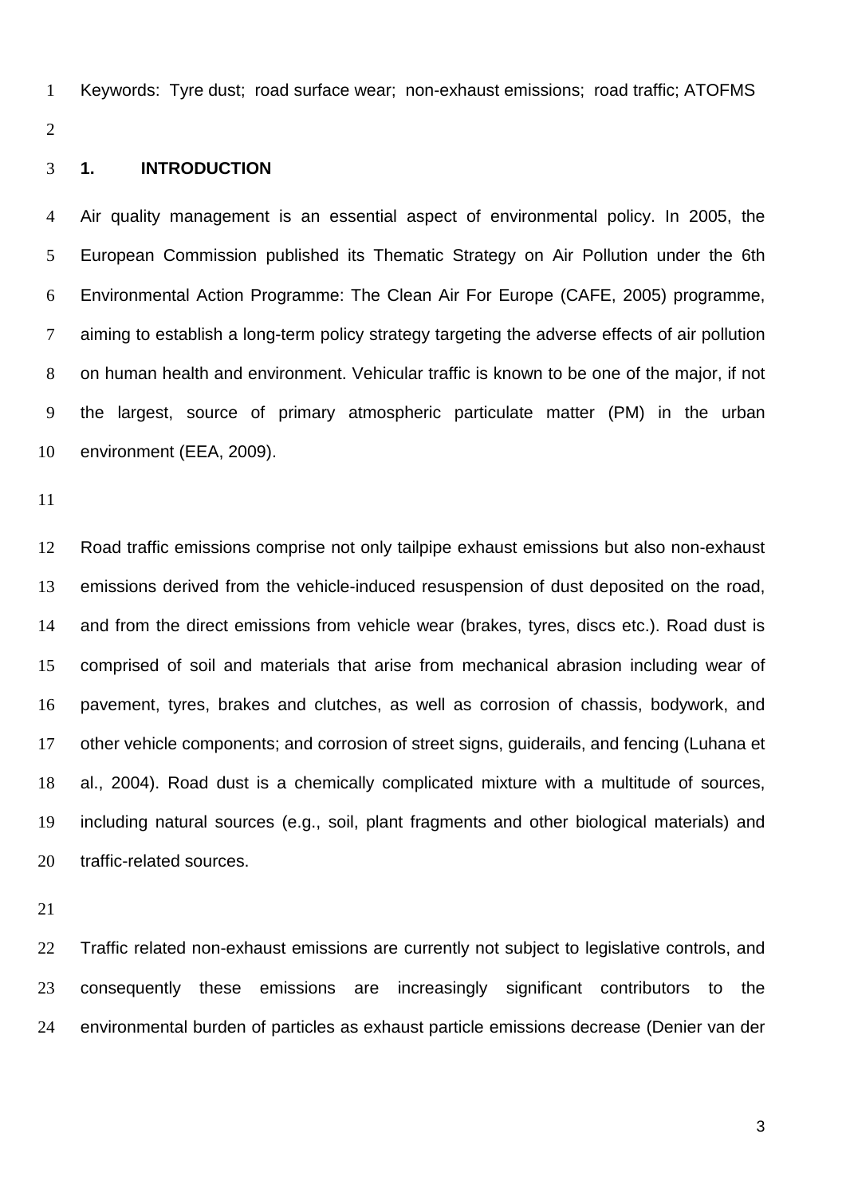Keywords: Tyre dust; road surface wear; non-exhaust emissions; road traffic; ATOFMS

## 1. INTRODUCTION

Air quality management is an essential aspect of environmental policy. In 2005, the European Commission published its Thematic Strategy on Air Pollution under the 6th Environmental Action Programme: The Clean Air For Europe (CAFE, 2005) programme, aiming to establish a long-term policy strategy targeting the adverse effects of air pollution on human health and environment. Vehicular traffic is known to be one of the major, if not the largest, source of primary atmospheric particulate matter (PM) in the urban environment (EEA, 2009).

Road traffic emissions comprise not only tailpipe exhaust emissions but also non-exhaust emissions derived from the vehicle-induced resuspension of dust deposited on the road, and from the direct emissions from vehicle wear (brakes, tyres, discs etc.). Road dust is comprised of soil and materials that arise from mechanical abrasion including wear of pavement, tyres, brakes and clutches, as well as corrosion of chassis, bodywork, and other vehicle components; and corrosion of street signs, guiderails, and fencing (Luhana et al., 2004). Road dust is a chemically complicated mixture with a multitude of sources, including natural sources (e.g., soil, plant fragments and other biological materials) and traffic-related sources.

Traffic related non-exhaust emissions are currently not subject to legislative controls, and consequently these emissions are increasingly significant contributors to the environmental burden of particles as exhaust particle emissions decrease (Denier van der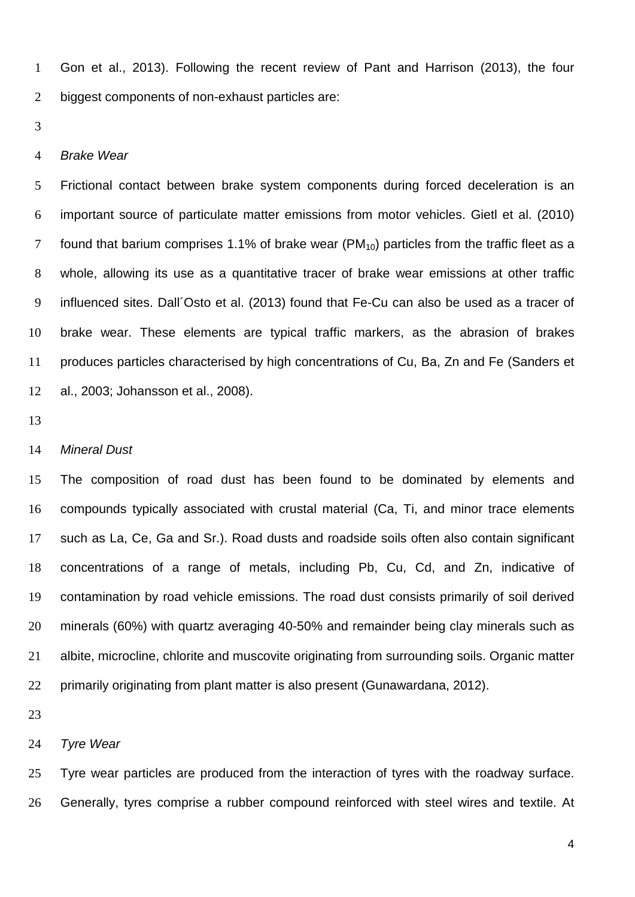Gon et al., 2013). Following the recent review of Pant and Harrison (2013), the four biggest components of non-exhaust particles are:

*Brake Wear*

Frictional contact between brake system components during forced deceleration is an important source of particulate matter emissions from motor vehicles. Gietl et al. (2010) found that barium comprises 1.1% of brake wear ($PM_{10}$) particles from the traffic fleet as a whole, allowing its use as a quantitative tracer of brake wear emissions at other traffic influenced sites. Dall´Osto et al. (2013) found that Fe-Cu can also be used as a tracer of brake wear. These elements are typical traffic markers, as the abrasion of brakes produces particles characterised by high concentrations of Cu, Ba, Zn and Fe (Sanders et al., 2003; Johansson et al., 2008).

*Mineral Dust*

The composition of road dust has been found to be dominated by elements and compounds typically associated with crustal material (Ca, Ti, and minor trace elements such as La, Ce, Ga and Sr.). Road dusts and roadside soils often also contain significant concentrations of a range of metals, including Pb, Cu, Cd, and Zn, indicative of contamination by road vehicle emissions. The road dust consists primarily of soil derived minerals (60%) with quartz averaging 40-50% and remainder being clay minerals such as albite, microcline, chlorite and muscovite originating from surrounding soils. Organic matter primarily originating from plant matter is also present (Gunawardana, 2012).

*Tyre Wear*

Tyre wear particles are produced from the interaction of tyres with the roadway surface. Generally, tyres comprise a rubber compound reinforced with steel wires and textile. At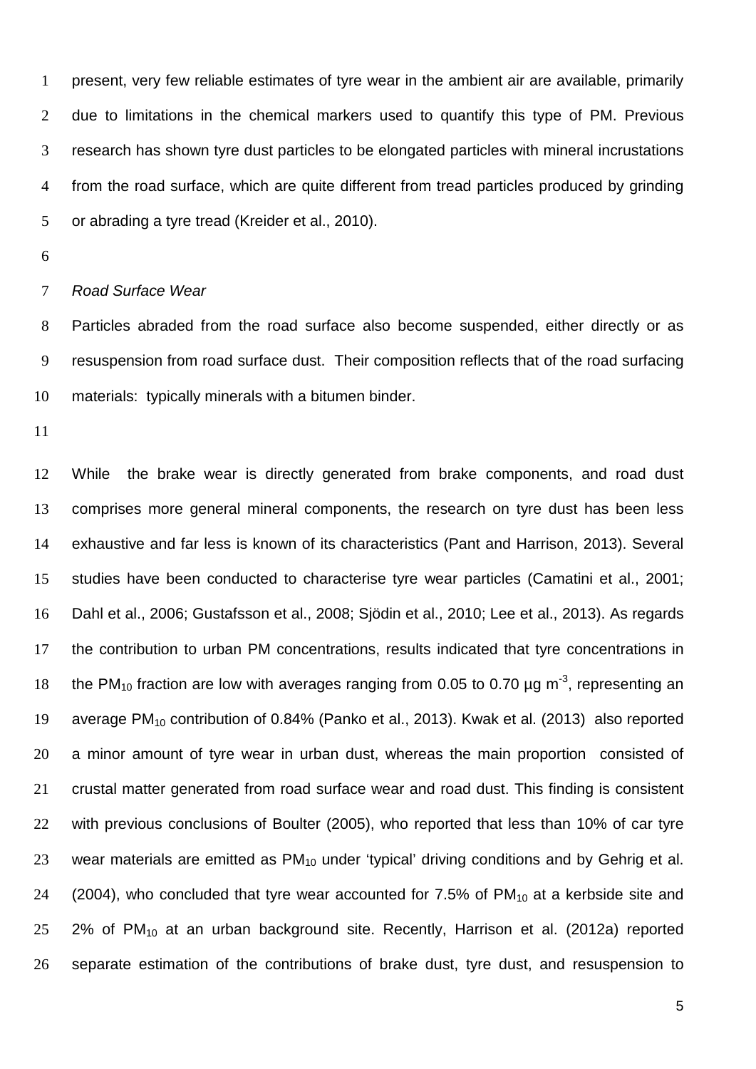present, very few reliable estimates of tyre wear in the ambient air are available, primarily due to limitations in the chemical markers used to quantify this type of PM. Previous research has shown tyre dust particles to be elongated particles with mineral incrustations from the road surface, which are quite different from tread particles produced by grinding or abrading a tyre tread (Kreider et al., 2010).

*Road Surface Wear*

Particles abraded from the road surface also become suspended, either directly or as resuspension from road surface dust. Their composition reflects that of the road surfacing materials: typically minerals with a bitumen binder.

While the brake wear is directly generated from brake components, and road dust comprises more general mineral components, the research on tyre dust has been less exhaustive and far less is known of its characteristics (Pant and Harrison, 2013). Several studies have been conducted to characterise tyre wear particles (Camatini et al., 2001; Dahl et al., 2006; Gustafsson et al., 2008; Sjödin et al., 2010; Lee et al., 2013). As regards the contribution to urban PM concentrations, results indicated that tyre concentrations in the $PM_{10}$ fraction are low with averages ranging from 0.05 to 0.70 µg $m^{-3}$, representing an average $PM_{10}$ contribution of 0.84% (Panko et al., 2013). Kwak et al. (2013) also reported a minor amount of tyre wear in urban dust, whereas the main proportion consisted of crustal matter generated from road surface wear and road dust. This finding is consistent with previous conclusions of Boulter (2005), who reported that less than 10% of car tyre wear materials are emitted as $PM_{10}$ under 'typical' driving conditions and by Gehrig et al. (2004), who concluded that tyre wear accounted for 7.5% of $PM_{10}$ at a kerbside site and 2% of $PM_{10}$ at an urban background site. Recently, Harrison et al. (2012a) reported separate estimation of the contributions of brake dust, tyre dust, and resuspension to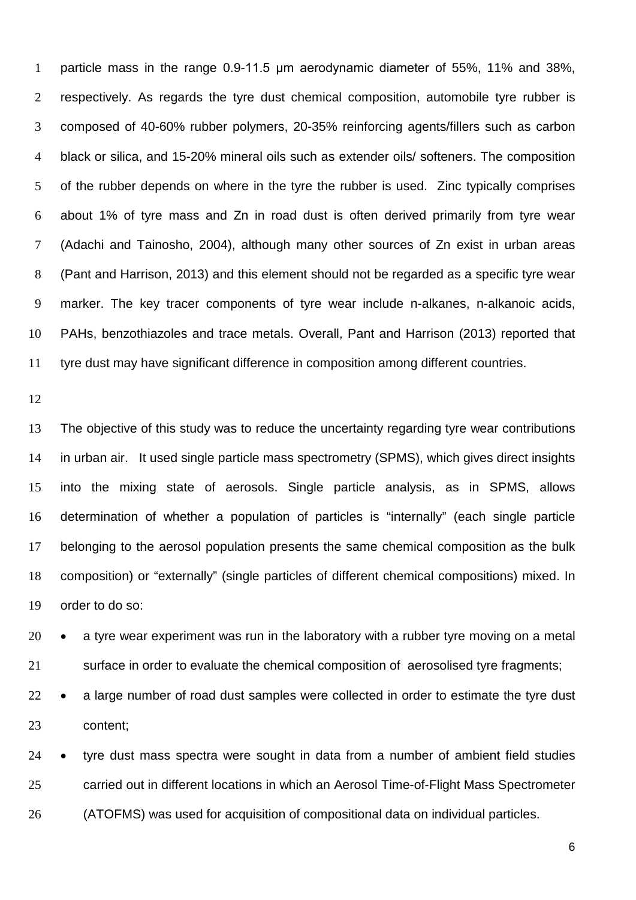particle mass in the range 0.9-11.5 µm aerodynamic diameter of 55%, 11% and 38%, respectively. As regards the tyre dust chemical composition, automobile tyre rubber is composed of 40-60% rubber polymers, 20-35% reinforcing agents/fillers such as carbon black or silica, and 15-20% mineral oils such as extender oils/ softeners. The composition of the rubber depends on where in the tyre the rubber is used. Zinc typically comprises about 1% of tyre mass and Zn in road dust is often derived primarily from tyre wear (Adachi and Tainosho, 2004), although many other sources of Zn exist in urban areas (Pant and Harrison, 2013) and this element should not be regarded as a specific tyre wear marker. The key tracer components of tyre wear include n-alkanes, n-alkanoic acids, PAHs, benzothiazoles and trace metals. Overall, Pant and Harrison (2013) reported that tyre dust may have significant difference in composition among different countries.

The objective of this study was to reduce the uncertainty regarding tyre wear contributions in urban air. It used single particle mass spectrometry (SPMS), which gives direct insights into the mixing state of aerosols. Single particle analysis, as in SPMS, allows determination of whether a population of particles is "internally" (each single particle belonging to the aerosol population presents the same chemical composition as the bulk composition) or "externally" (single particles of different chemical compositions) mixed. In order to do so:

- a tyre wear experiment was run in the laboratory with a rubber tyre moving on a metal surface in order to evaluate the chemical composition of aerosolised tyre fragments;
- a large number of road dust samples were collected in order to estimate the tyre dust content;
- tyre dust mass spectra were sought in data from a number of ambient field studies carried out in different locations in which an Aerosol Time-of-Flight Mass Spectrometer (ATOFMS) was used for acquisition of compositional data on individual particles.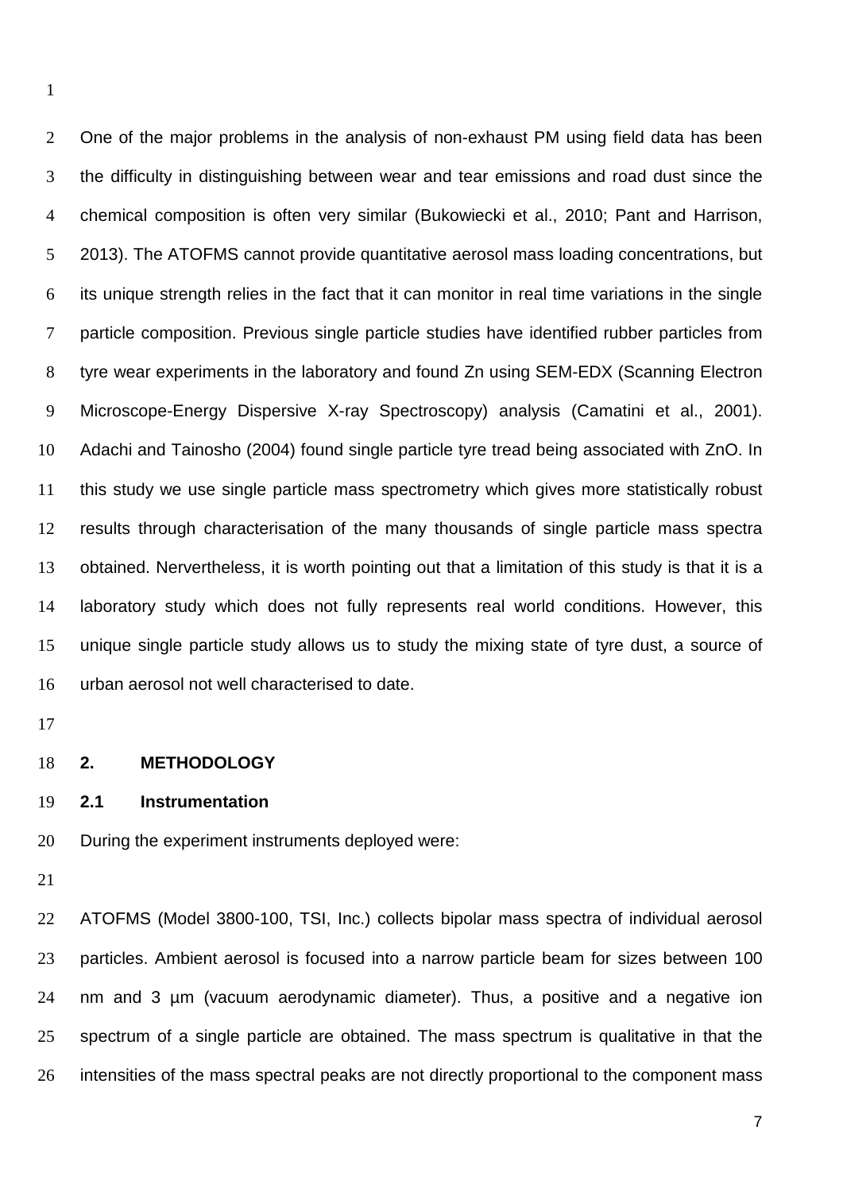One of the major problems in the analysis of non-exhaust PM using field data has been the difficulty in distinguishing between wear and tear emissions and road dust since the chemical composition is often very similar (Bukowiecki et al., 2010; Pant and Harrison, 2013). The ATOFMS cannot provide quantitative aerosol mass loading concentrations, but its unique strength relies in the fact that it can monitor in real time variations in the single particle composition. Previous single particle studies have identified rubber particles from tyre wear experiments in the laboratory and found Zn using SEM-EDX (Scanning Electron Microscope-Energy Dispersive X-ray Spectroscopy) analysis (Camatini et al., 2001). Adachi and Tainosho (2004) found single particle tyre tread being associated with ZnO. In this study we use single particle mass spectrometry which gives more statistically robust results through characterisation of the many thousands of single particle mass spectra obtained. Nervertheless, it is worth pointing out that a limitation of this study is that it is a laboratory study which does not fully represents real world conditions. However, this unique single particle study allows us to study the mixing state of tyre dust, a source of urban aerosol not well characterised to date.

## 2. METHODOLOGY

### 2.1 Instrumentation

During the experiment instruments deployed were:

ATOFMS (Model 3800-100, TSI, Inc.) collects bipolar mass spectra of individual aerosol particles. Ambient aerosol is focused into a narrow particle beam for sizes between 100 nm and 3 µm (vacuum aerodynamic diameter). Thus, a positive and a negative ion spectrum of a single particle are obtained. The mass spectrum is qualitative in that the intensities of the mass spectral peaks are not directly proportional to the component mass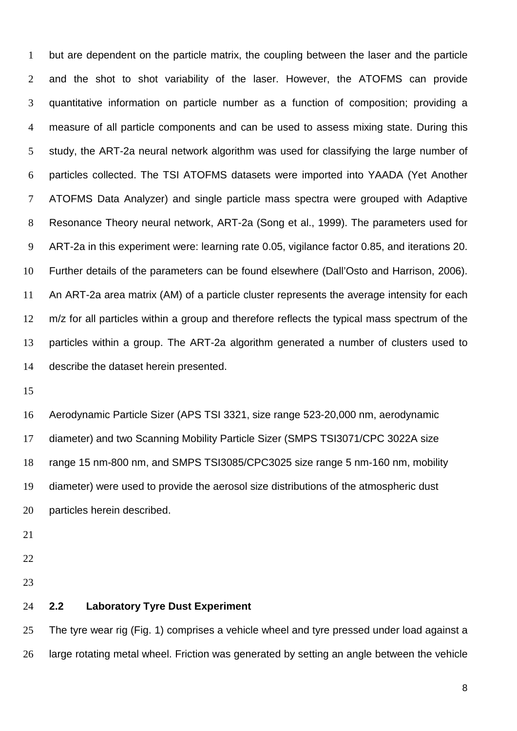but are dependent on the particle matrix, the coupling between the laser and the particle and the shot to shot variability of the laser. However, the ATOFMS can provide quantitative information on particle number as a function of composition; providing a measure of all particle components and can be used to assess mixing state. During this study, the ART-2a neural network algorithm was used for classifying the large number of particles collected. The TSI ATOFMS datasets were imported into YAADA (Yet Another ATOFMS Data Analyzer) and single particle mass spectra were grouped with Adaptive Resonance Theory neural network, ART-2a (Song et al., 1999). The parameters used for ART-2a in this experiment were: learning rate 0.05, vigilance factor 0.85, and iterations 20. Further details of the parameters can be found elsewhere (Dall'Osto and Harrison, 2006). An ART-2a area matrix (AM) of a particle cluster represents the average intensity for each m/z for all particles within a group and therefore reflects the typical mass spectrum of the particles within a group. The ART-2a algorithm generated a number of clusters used to describe the dataset herein presented.

Aerodynamic Particle Sizer (APS TSI 3321, size range 523-20,000 nm, aerodynamic diameter) and two Scanning Mobility Particle Sizer (SMPS TSI3071/CPC 3022A size range 15 nm-800 nm, and SMPS TSI3085/CPC3025 size range 5 nm-160 nm, mobility diameter) were used to provide the aerosol size distributions of the atmospheric dust particles herein described.

## 2.2 Laboratory Tyre Dust Experiment

The tyre wear rig (Fig. 1) comprises a vehicle wheel and tyre pressed under load against a large rotating metal wheel. Friction was generated by setting an angle between the vehicle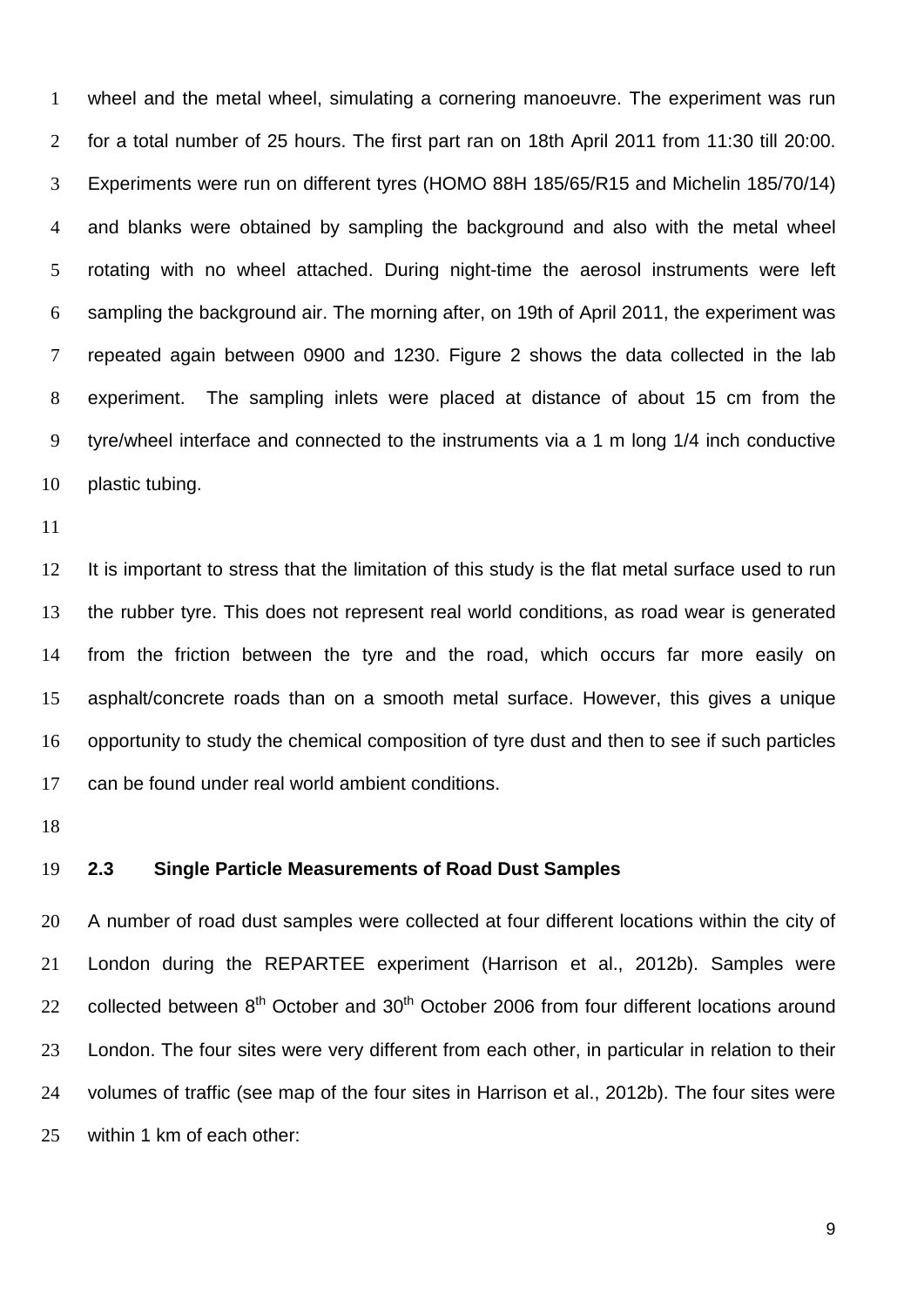wheel and the metal wheel, simulating a cornering manoeuvre. The experiment was run for a total number of 25 hours. The first part ran on 18th April 2011 from 11:30 till 20:00. Experiments were run on different tyres (HOMO 88H 185/65/R15 and Michelin 185/70/14) and blanks were obtained by sampling the background and also with the metal wheel rotating with no wheel attached. During night-time the aerosol instruments were left sampling the background air. The morning after, on 19th of April 2011, the experiment was repeated again between 0900 and 1230. Figure 2 shows the data collected in the lab experiment. The sampling inlets were placed at distance of about 15 cm from the tyre/wheel interface and connected to the instruments via a 1 m long 1/4 inch conductive plastic tubing.

It is important to stress that the limitation of this study is the flat metal surface used to run the rubber tyre. This does not represent real world conditions, as road wear is generated from the friction between the tyre and the road, which occurs far more easily on asphalt/concrete roads than on a smooth metal surface. However, this gives a unique opportunity to study the chemical composition of tyre dust and then to see if such particles can be found under real world ambient conditions.

### 2.3 Single Particle Measurements of Road Dust Samples

A number of road dust samples were collected at four different locations within the city of London during the REPARTEE experiment (Harrison et al., 2012b). Samples were collected between 8th October and 30th October 2006 from four different locations around London. The four sites were very different from each other, in particular in relation to their volumes of traffic (see map of the four sites in Harrison et al., 2012b). The four sites were within 1 km of each other: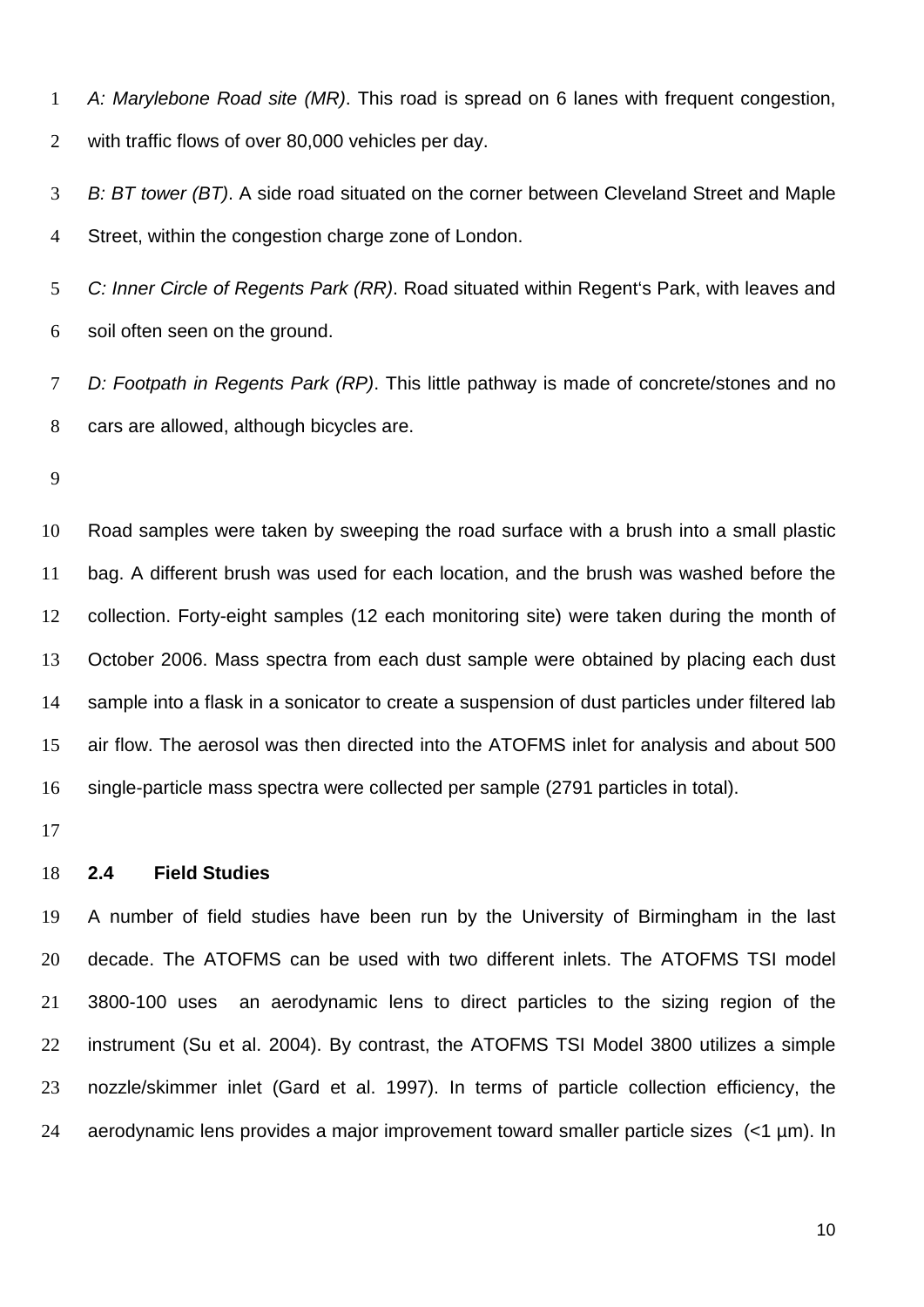*A: Marylebone Road site (MR)*. This road is spread on 6 lanes with frequent congestion, with traffic flows of over 80,000 vehicles per day.

*B: BT tower (BT)*. A side road situated on the corner between Cleveland Street and Maple Street, within the congestion charge zone of London.

*C: Inner Circle of Regents Park (RR)*. Road situated within Regent's Park, with leaves and soil often seen on the ground.

*D: Footpath in Regents Park (RP)*. This little pathway is made of concrete/stones and no cars are allowed, although bicycles are.

Road samples were taken by sweeping the road surface with a brush into a small plastic bag. A different brush was used for each location, and the brush was washed before the collection. Forty-eight samples (12 each monitoring site) were taken during the month of October 2006. Mass spectra from each dust sample were obtained by placing each dust sample into a flask in a sonicator to create a suspension of dust particles under filtered lab air flow. The aerosol was then directed into the ATOFMS inlet for analysis and about 500 single-particle mass spectra were collected per sample (2791 particles in total).

### 2.4 Field Studies

A number of field studies have been run by the University of Birmingham in the last decade. The ATOFMS can be used with two different inlets. The ATOFMS TSI model 3800-100 uses an aerodynamic lens to direct particles to the sizing region of the instrument (Su et al. 2004). By contrast, the ATOFMS TSI Model 3800 utilizes a simple nozzle/skimmer inlet (Gard et al. 1997). In terms of particle collection efficiency, the aerodynamic lens provides a major improvement toward smaller particle sizes (<1 µm). In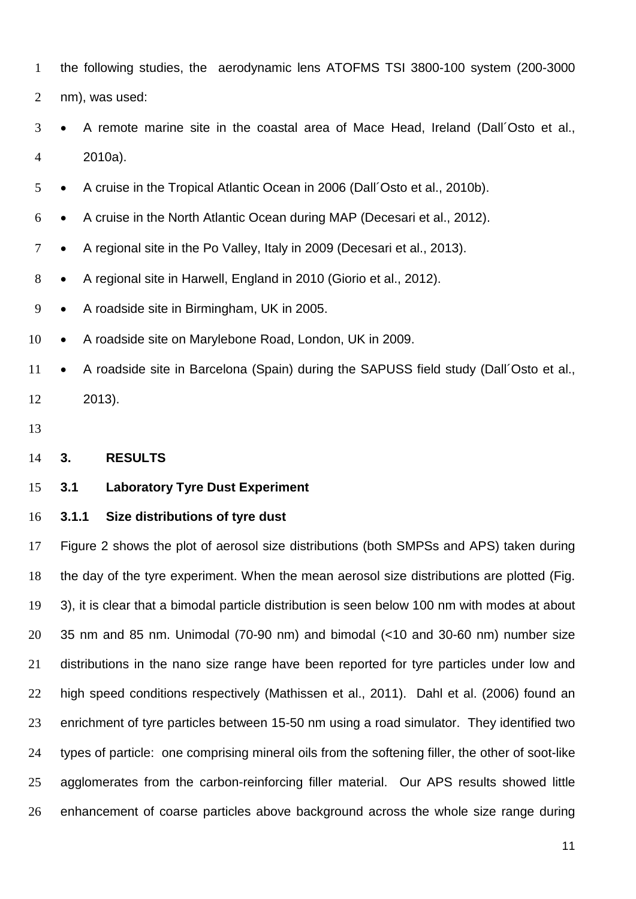the following studies, the aerodynamic lens ATOFMS TSI 3800-100 system (200-3000 nm), was used:

- A remote marine site in the coastal area of Mace Head, Ireland (Dall´Osto et al., 2010a).
- A cruise in the Tropical Atlantic Ocean in 2006 (Dall´Osto et al., 2010b).
- A cruise in the North Atlantic Ocean during MAP (Decesari et al., 2012).
- A regional site in the Po Valley, Italy in 2009 (Decesari et al., 2013).
- A regional site in Harwell, England in 2010 (Giorio et al., 2012).
- A roadside site in Birmingham, UK in 2005.
- A roadside site on Marylebone Road, London, UK in 2009.
- A roadside site in Barcelona (Spain) during the SAPUSS field study (Dall´Osto et al., 2013).

# 3. RESULTS

## 3.1 Laboratory Tyre Dust Experiment

### 3.1.1 Size distributions of tyre dust

Figure 2 shows the plot of aerosol size distributions (both SMPSs and APS) taken during the day of the tyre experiment. When the mean aerosol size distributions are plotted (Fig. 3), it is clear that a bimodal particle distribution is seen below 100 nm with modes at about 35 nm and 85 nm. Unimodal (70-90 nm) and bimodal (<10 and 30-60 nm) number size distributions in the nano size range have been reported for tyre particles under low and high speed conditions respectively (Mathissen et al., 2011). Dahl et al. (2006) found an enrichment of tyre particles between 15-50 nm using a road simulator. They identified two types of particle: one comprising mineral oils from the softening filler, the other of soot-like agglomerates from the carbon-reinforcing filler material. Our APS results showed little enhancement of coarse particles above background across the whole size range during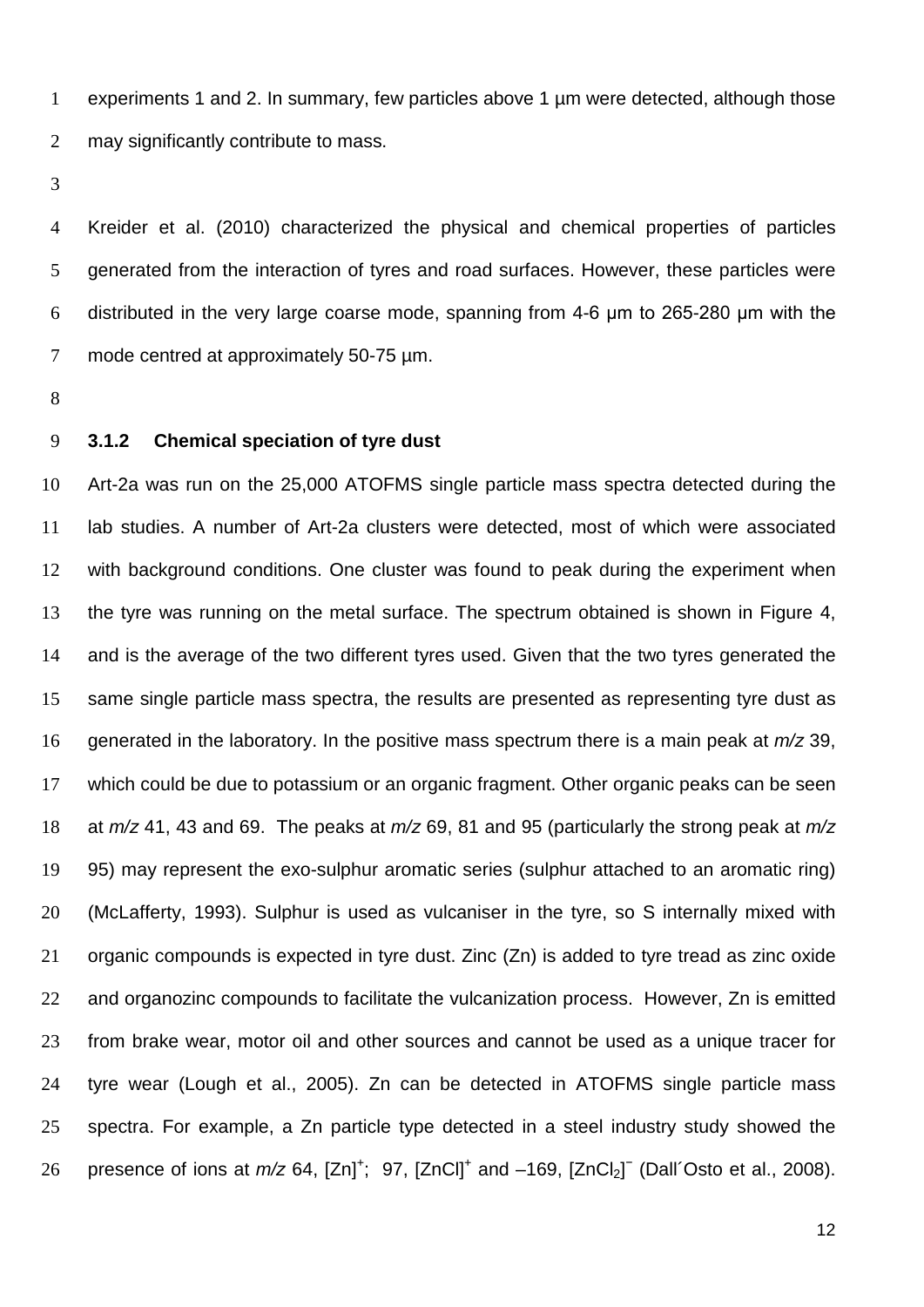experiments 1 and 2. In summary, few particles above 1 µm were detected, although those may significantly contribute to mass.

Kreider et al. (2010) characterized the physical and chemical properties of particles generated from the interaction of tyres and road surfaces. However, these particles were distributed in the very large coarse mode, spanning from 4-6 µm to 265-280 µm with the mode centred at approximately 50-75 µm.

### 3.1.2 Chemical speciation of tyre dust

Art-2a was run on the 25,000 ATOFMS single particle mass spectra detected during the lab studies. A number of Art-2a clusters were detected, most of which were associated with background conditions. One cluster was found to peak during the experiment when the tyre was running on the metal surface. The spectrum obtained is shown in Figure 4, and is the average of the two different tyres used. Given that the two tyres generated the same single particle mass spectra, the results are presented as representing tyre dust as generated in the laboratory. In the positive mass spectrum there is a main peak at *m/z* 39, which could be due to potassium or an organic fragment. Other organic peaks can be seen at *m/z* 41, 43 and 69. The peaks at *m/z* 69, 81 and 95 (particularly the strong peak at *m/z* 95) may represent the exo-sulphur aromatic series (sulphur attached to an aromatic ring) (McLafferty, 1993). Sulphur is used as vulcaniser in the tyre, so S internally mixed with organic compounds is expected in tyre dust. Zinc (Zn) is added to tyre tread as zinc oxide and organozinc compounds to facilitate the vulcanization process. However, Zn is emitted from brake wear, motor oil and other sources and cannot be used as a unique tracer for tyre wear (Lough et al., 2005). Zn can be detected in ATOFMS single particle mass spectra. For example, a Zn particle type detected in a steel industry study showed the presence of ions at *m/z* 64, $[Zn]^+$; 97, $[ZnCl]^+$ and –169, $[ZnCl_2]^-$ (Dall´Osto et al., 2008).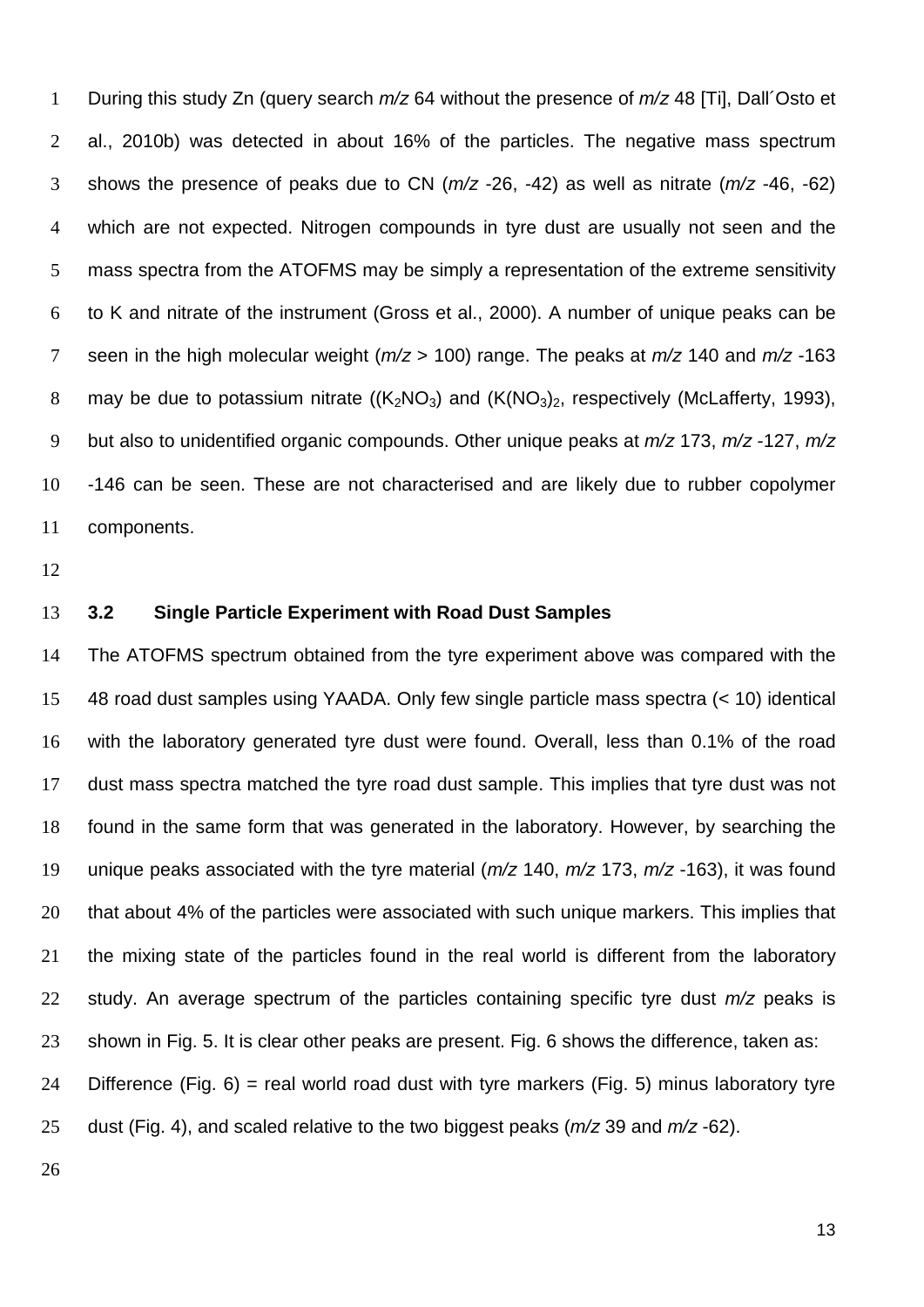During this study Zn (query search *m/z* 64 without the presence of *m/z* 48 [Ti], Dall´Osto et al., 2010b) was detected in about 16% of the particles. The negative mass spectrum shows the presence of peaks due to CN (*m/z* -26, -42) as well as nitrate (*m/z* -46, -62) which are not expected. Nitrogen compounds in tyre dust are usually not seen and the mass spectra from the ATOFMS may be simply a representation of the extreme sensitivity to K and nitrate of the instrument (Gross et al., 2000). A number of unique peaks can be seen in the high molecular weight (*m/z* > 100) range. The peaks at *m/z* 140 and *m/z* -163 may be due to potassium nitrate (($K_2NO_3$) and ($K(NO_3)_2$, respectively (McLafferty, 1993), but also to unidentified organic compounds. Other unique peaks at *m/z* 173, *m/z* -127, *m/z* -146 can be seen. These are not characterised and are likely due to rubber copolymer components.

### 3.2 Single Particle Experiment with Road Dust Samples

The ATOFMS spectrum obtained from the tyre experiment above was compared with the 48 road dust samples using YAADA. Only few single particle mass spectra (< 10) identical with the laboratory generated tyre dust were found. Overall, less than 0.1% of the road dust mass spectra matched the tyre road dust sample. This implies that tyre dust was not found in the same form that was generated in the laboratory. However, by searching the unique peaks associated with the tyre material (*m/z* 140, *m/z* 173, *m/z* -163), it was found that about 4% of the particles were associated with such unique markers. This implies that the mixing state of the particles found in the real world is different from the laboratory study. An average spectrum of the particles containing specific tyre dust *m/z* peaks is shown in Fig. 5. It is clear other peaks are present. Fig. 6 shows the difference, taken as: Difference (Fig. 6) = real world road dust with tyre markers (Fig. 5) minus laboratory tyre dust (Fig. 4), and scaled relative to the two biggest peaks (*m/z* 39 and *m/z* -62).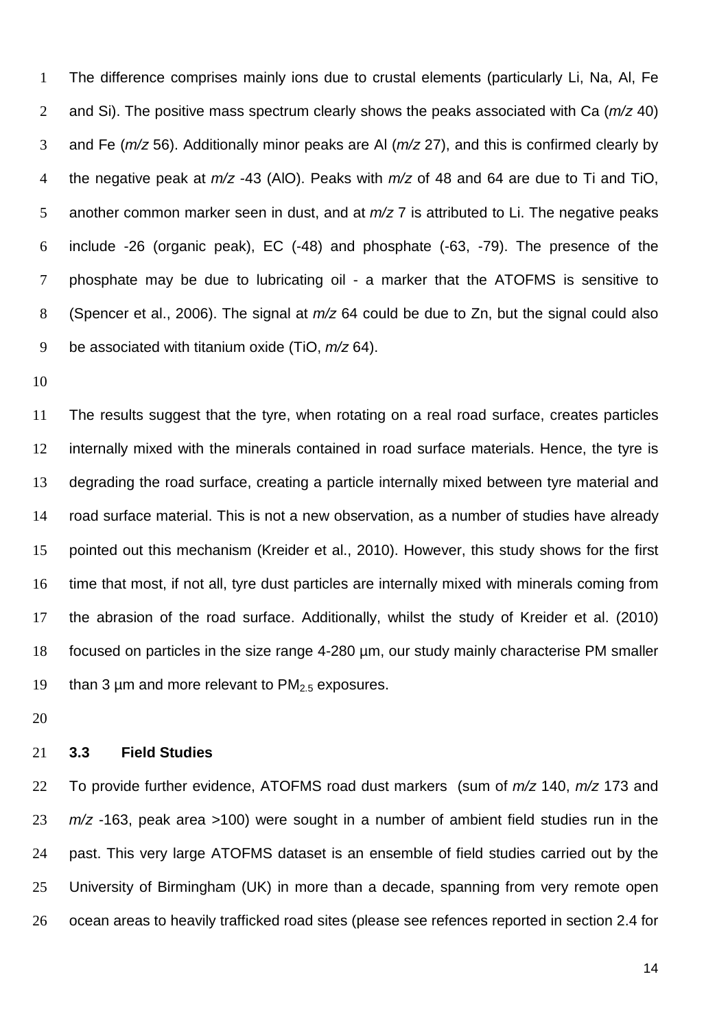The difference comprises mainly ions due to crustal elements (particularly Li, Na, Al, Fe and Si). The positive mass spectrum clearly shows the peaks associated with Ca (*m/z* 40) and Fe (*m/z* 56). Additionally minor peaks are Al (*m/z* 27), and this is confirmed clearly by the negative peak at *m/z* -43 (AlO). Peaks with *m/z* of 48 and 64 are due to Ti and TiO, another common marker seen in dust, and at *m/z* 7 is attributed to Li. The negative peaks include -26 (organic peak), EC (-48) and phosphate (-63, -79). The presence of the phosphate may be due to lubricating oil - a marker that the ATOFMS is sensitive to (Spencer et al., 2006). The signal at *m/z* 64 could be due to Zn, but the signal could also be associated with titanium oxide (TiO, *m/z* 64).

The results suggest that the tyre, when rotating on a real road surface, creates particles internally mixed with the minerals contained in road surface materials. Hence, the tyre is degrading the road surface, creating a particle internally mixed between tyre material and road surface material. This is not a new observation, as a number of studies have already pointed out this mechanism (Kreider et al., 2010). However, this study shows for the first time that most, if not all, tyre dust particles are internally mixed with minerals coming from the abrasion of the road surface. Additionally, whilst the study of Kreider et al. (2010) focused on particles in the size range 4-280 µm, our study mainly characterise PM smaller than 3 µm and more relevant to $PM_{2.5}$ exposures.

### 3.3 Field Studies

To provide further evidence, ATOFMS road dust markers (sum of *m/z* 140, *m/z* 173 and *m/z* -163, peak area >100) were sought in a number of ambient field studies run in the past. This very large ATOFMS dataset is an ensemble of field studies carried out by the University of Birmingham (UK) in more than a decade, spanning from very remote open ocean areas to heavily trafficked road sites (please see refences reported in section 2.4 for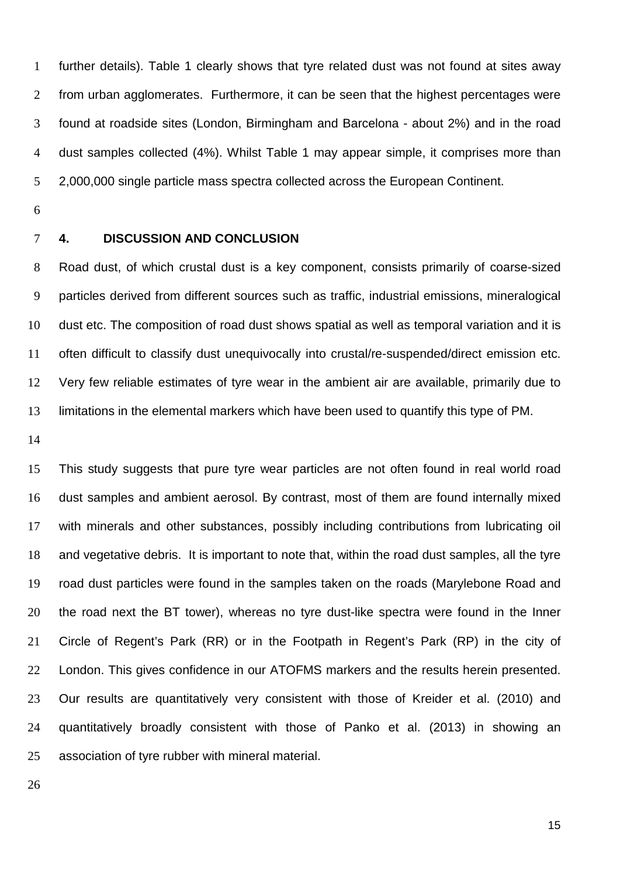further details). Table 1 clearly shows that tyre related dust was not found at sites away from urban agglomerates. Furthermore, it can be seen that the highest percentages were found at roadside sites (London, Birmingham and Barcelona - about 2%) and in the road dust samples collected (4%). Whilst Table 1 may appear simple, it comprises more than 2,000,000 single particle mass spectra collected across the European Continent.

## 4. DISCUSSION AND CONCLUSION

Road dust, of which crustal dust is a key component, consists primarily of coarse-sized particles derived from different sources such as traffic, industrial emissions, mineralogical dust etc. The composition of road dust shows spatial as well as temporal variation and it is often difficult to classify dust unequivocally into crustal/re-suspended/direct emission etc. Very few reliable estimates of tyre wear in the ambient air are available, primarily due to limitations in the elemental markers which have been used to quantify this type of PM.

This study suggests that pure tyre wear particles are not often found in real world road dust samples and ambient aerosol. By contrast, most of them are found internally mixed with minerals and other substances, possibly including contributions from lubricating oil and vegetative debris. It is important to note that, within the road dust samples, all the tyre road dust particles were found in the samples taken on the roads (Marylebone Road and the road next the BT tower), whereas no tyre dust-like spectra were found in the Inner Circle of Regent's Park (RR) or in the Footpath in Regent's Park (RP) in the city of London. This gives confidence in our ATOFMS markers and the results herein presented. Our results are quantitatively very consistent with those of Kreider et al. (2010) and quantitatively broadly consistent with those of Panko et al. (2013) in showing an association of tyre rubber with mineral material.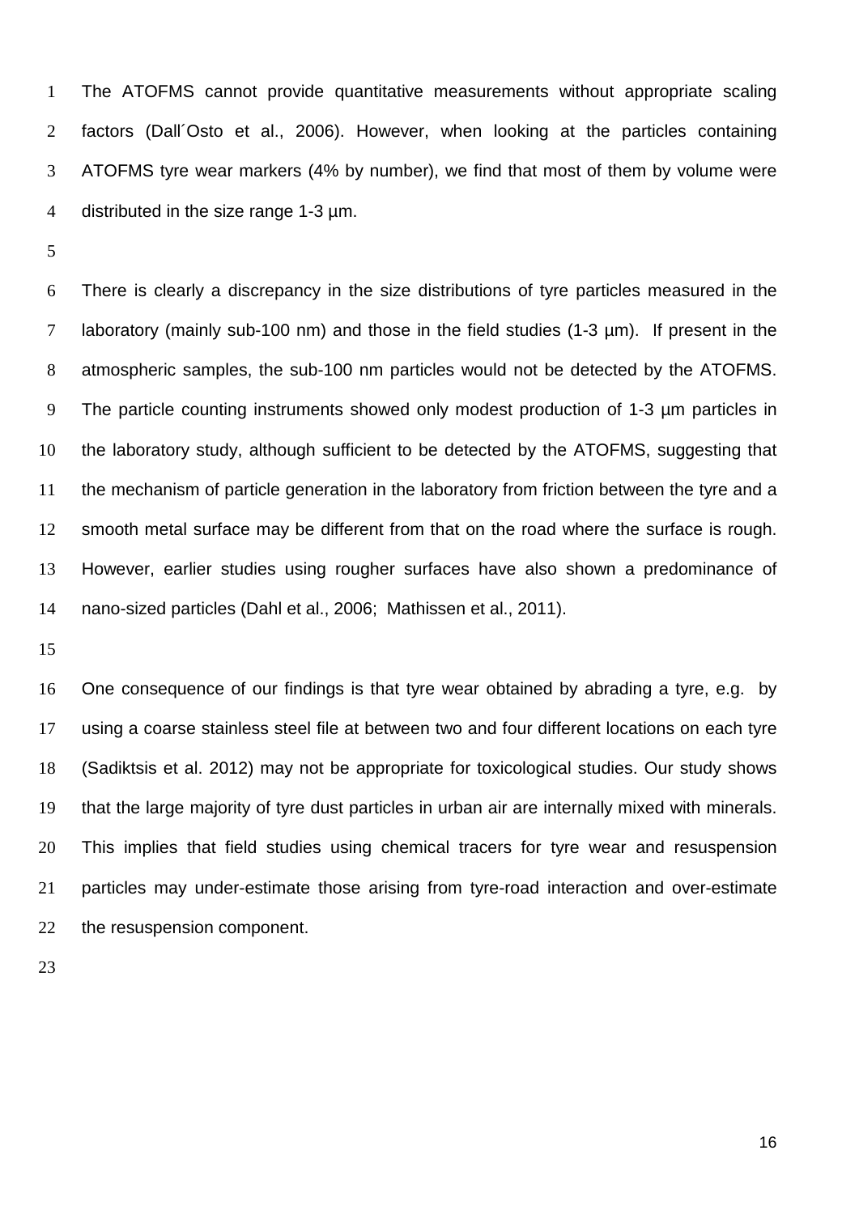The ATOFMS cannot provide quantitative measurements without appropriate scaling factors (Dall´Osto et al., 2006). However, when looking at the particles containing ATOFMS tyre wear markers (4% by number), we find that most of them by volume were distributed in the size range 1-3 µm.

There is clearly a discrepancy in the size distributions of tyre particles measured in the laboratory (mainly sub-100 nm) and those in the field studies (1-3 µm). If present in the atmospheric samples, the sub-100 nm particles would not be detected by the ATOFMS. The particle counting instruments showed only modest production of 1-3 µm particles in the laboratory study, although sufficient to be detected by the ATOFMS, suggesting that the mechanism of particle generation in the laboratory from friction between the tyre and a smooth metal surface may be different from that on the road where the surface is rough. However, earlier studies using rougher surfaces have also shown a predominance of nano-sized particles (Dahl et al., 2006; Mathissen et al., 2011).

One consequence of our findings is that tyre wear obtained by abrading a tyre, e.g. by using a coarse stainless steel file at between two and four different locations on each tyre (Sadiktsis et al. 2012) may not be appropriate for toxicological studies. Our study shows that the large majority of tyre dust particles in urban air are internally mixed with minerals. This implies that field studies using chemical tracers for tyre wear and resuspension particles may under-estimate those arising from tyre-road interaction and over-estimate the resuspension component.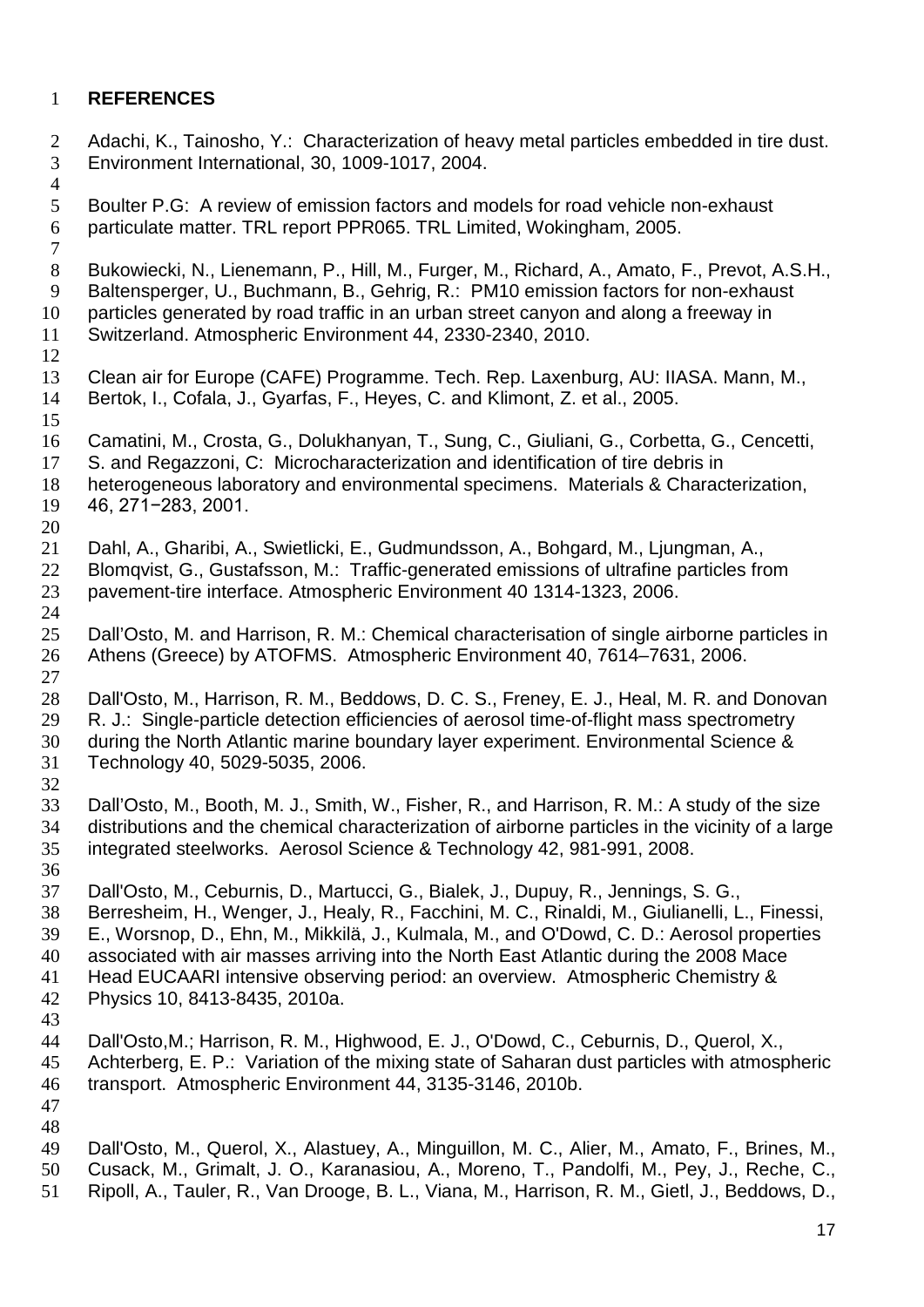## REFERENCES

Adachi, K., Tainosho, Y.: Characterization of heavy metal particles embedded in tire dust. Environment International, 30, 1009-1017, 2004.

Boulter P.G: A review of emission factors and models for road vehicle non-exhaust particulate matter. TRL report PPR065. TRL Limited, Wokingham, 2005.

Bukowiecki, N., Lienemann, P., Hill, M., Furger, M., Richard, A., Amato, F., Prevot, A.S.H., Baltensperger, U., Buchmann, B., Gehrig, R.: PM10 emission factors for non-exhaust particles generated by road traffic in an urban street canyon and along a freeway in Switzerland. Atmospheric Environment 44, 2330-2340, 2010.

Clean air for Europe (CAFE) Programme. Tech. Rep. Laxenburg, AU: IIASA. Mann, M., Bertok, I., Cofala, J., Gyarfas, F., Heyes, C. and Klimont, Z. et al., 2005.

Camatini, M., Crosta, G., Dolukhanyan, T., Sung, C., Giuliani, G., Corbetta, G., Cencetti, S. and Regazzoni, C: Microcharacterization and identification of tire debris in heterogeneous laboratory and environmental specimens. Materials & Characterization, 46, 271−283, 2001.

Dahl, A., Gharibi, A., Swietlicki, E., Gudmundsson, A., Bohgard, M., Ljungman, A., Blomqvist, G., Gustafsson, M.: Traffic-generated emissions of ultrafine particles from pavement-tire interface. Atmospheric Environment 40 1314-1323, 2006.

Dall'Osto, M. and Harrison, R. M.: Chemical characterisation of single airborne particles in Athens (Greece) by ATOFMS. Atmospheric Environment 40, 7614–7631, 2006.

Dall'Osto, M., Harrison, R. M., Beddows, D. C. S., Freney, E. J., Heal, M. R. and Donovan R. J.: Single-particle detection efficiencies of aerosol time-of-flight mass spectrometry during the North Atlantic marine boundary layer experiment. Environmental Science & Technology 40, 5029-5035, 2006.

Dall'Osto, M., Booth, M. J., Smith, W., Fisher, R., and Harrison, R. M.: A study of the size distributions and the chemical characterization of airborne particles in the vicinity of a large integrated steelworks. Aerosol Science & Technology 42, 981-991, 2008.

Dall'Osto, M., Ceburnis, D., Martucci, G., Bialek, J., Dupuy, R., Jennings, S. G., Berresheim, H., Wenger, J., Healy, R., Facchini, M. C., Rinaldi, M., Giulianelli, L., Finessi, E., Worsnop, D., Ehn, M., Mikkilä, J., Kulmala, M., and O'Dowd, C. D.: Aerosol properties associated with air masses arriving into the North East Atlantic during the 2008 Mace Head EUCAARI intensive observing period: an overview. Atmospheric Chemistry & Physics 10, 8413-8435, 2010a.

Dall'Osto,M.; Harrison, R. M., Highwood, E. J., O'Dowd, C., Ceburnis, D., Querol, X., Achterberg, E. P.: Variation of the mixing state of Saharan dust particles with atmospheric transport. Atmospheric Environment 44, 3135-3146, 2010b.

Dall'Osto, M., Querol, X., Alastuey, A., Minguillon, M. C., Alier, M., Amato, F., Brines, M., Cusack, M., Grimalt, J. O., Karanasiou, A., Moreno, T., Pandolfi, M., Pey, J., Reche, C., Ripoll, A., Tauler, R., Van Drooge, B. L., Viana, M., Harrison, R. M., Gietl, J., Beddows, D.,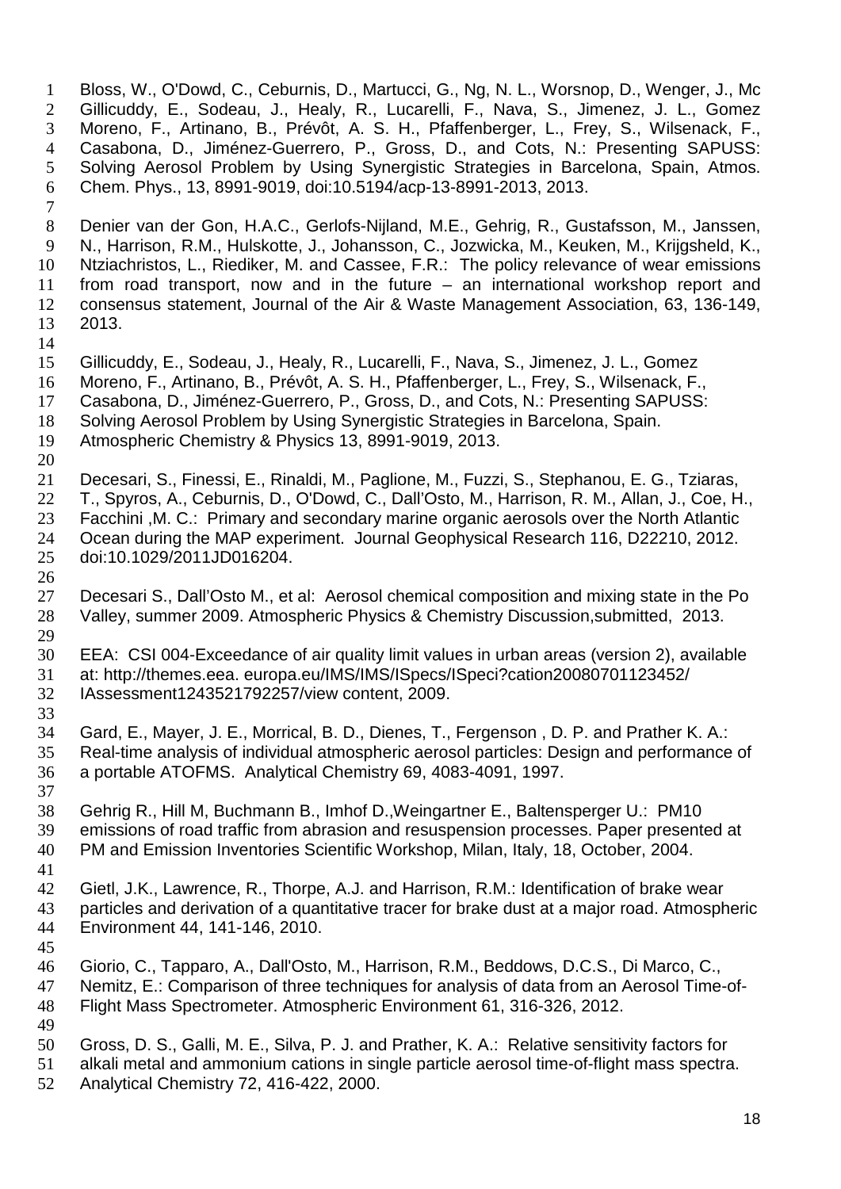Bloss, W., O'Dowd, C., Ceburnis, D., Martucci, G., Ng, N. L., Worsnop, D., Wenger, J., Mc Gillicuddy, E., Sodeau, J., Healy, R., Lucarelli, F., Nava, S., Jimenez, J. L., Gomez Moreno, F., Artinano, B., Prévôt, A. S. H., Pfaffenberger, L., Frey, S., Wilsenack, F., Casabona, D., Jiménez-Guerrero, P., Gross, D., and Cots, N.: Presenting SAPUSS: Solving Aerosol Problem by Using Synergistic Strategies in Barcelona, Spain, Atmos. Chem. Phys., 13, 8991-9019, doi:10.5194/acp-13-8991-2013, 2013.

Denier van der Gon, H.A.C., Gerlofs-Nijland, M.E., Gehrig, R., Gustafsson, M., Janssen, N., Harrison, R.M., Hulskotte, J., Johansson, C., Jozwicka, M., Keuken, M., Krijgsheld, K., Ntziachristos, L., Riediker, M. and Cassee, F.R.: The policy relevance of wear emissions from road transport, now and in the future – an international workshop report and consensus statement, Journal of the Air & Waste Management Association, 63, 136-149, 2013.

Gillicuddy, E., Sodeau, J., Healy, R., Lucarelli, F., Nava, S., Jimenez, J. L., Gomez Moreno, F., Artinano, B., Prévôt, A. S. H., Pfaffenberger, L., Frey, S., Wilsenack, F., Casabona, D., Jiménez-Guerrero, P., Gross, D., and Cots, N.: Presenting SAPUSS: Solving Aerosol Problem by Using Synergistic Strategies in Barcelona, Spain. Atmospheric Chemistry & Physics 13, 8991-9019, 2013.

Decesari, S., Finessi, E., Rinaldi, M., Paglione, M., Fuzzi, S., Stephanou, E. G., Tziaras, T., Spyros, A., Ceburnis, D., O'Dowd, C., Dall'Osto, M., Harrison, R. M., Allan, J., Coe, H., Facchini ,M. C.: Primary and secondary marine organic aerosols over the North Atlantic Ocean during the MAP experiment. Journal Geophysical Research 116, D22210, 2012. doi:10.1029/2011JD016204.

Decesari S., Dall'Osto M., et al: Aerosol chemical composition and mixing state in the Po Valley, summer 2009. Atmospheric Physics & Chemistry Discussion,submitted, 2013.

EEA: CSI 004-Exceedance of air quality limit values in urban areas (version 2), available at: http://themes.eea. europa.eu/IMS/IMS/ISpecs/ISpeci?cation20080701123452/ IAssessment1243521792257/view content, 2009.

Gard, E., Mayer, J. E., Morrical, B. D., Dienes, T., Fergenson , D. P. and Prather K. A.: Real-time analysis of individual atmospheric aerosol particles: Design and performance of a portable ATOFMS. Analytical Chemistry 69, 4083-4091, 1997.

Gehrig R., Hill M, Buchmann B., Imhof D.,Weingartner E., Baltensperger U.: PM10 emissions of road traffic from abrasion and resuspension processes. Paper presented at PM and Emission Inventories Scientific Workshop, Milan, Italy, 18, October, 2004.

Gietl, J.K., Lawrence, R., Thorpe, A.J. and Harrison, R.M.: Identification of brake wear particles and derivation of a quantitative tracer for brake dust at a major road. Atmospheric Environment 44, 141-146, 2010.

Giorio, C., Tapparo, A., Dall'Osto, M., Harrison, R.M., Beddows, D.C.S., Di Marco, C., Nemitz, E.: Comparison of three techniques for analysis of data from an Aerosol Time-of-Flight Mass Spectrometer. Atmospheric Environment 61, 316-326, 2012.

Gross, D. S., Galli, M. E., Silva, P. J. and Prather, K. A.: Relative sensitivity factors for alkali metal and ammonium cations in single particle aerosol time-of-flight mass spectra. Analytical Chemistry 72, 416-422, 2000.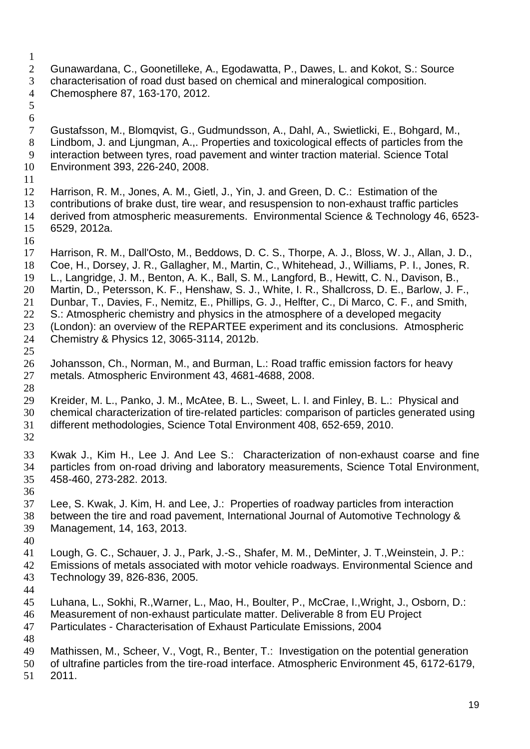Gunawardana, C., Goonetilleke, A., Egodawatta, P., Dawes, L. and Kokot, S.: Source characterisation of road dust based on chemical and mineralogical composition. Chemosphere 87, 163-170, 2012.

Gustafsson, M., Blomqvist, G., Gudmundsson, A., Dahl, A., Swietlicki, E., Bohgard, M., Lindbom, J. and Ljungman, A.,. Properties and toxicological effects of particles from the interaction between tyres, road pavement and winter traction material. Science Total Environment 393, 226-240, 2008.

Harrison, R. M., Jones, A. M., Gietl, J., Yin, J. and Green, D. C.: Estimation of the contributions of brake dust, tire wear, and resuspension to non-exhaust traffic particles derived from atmospheric measurements. Environmental Science & Technology 46, 6523-6529, 2012a.

Harrison, R. M., Dall'Osto, M., Beddows, D. C. S., Thorpe, A. J., Bloss, W. J., Allan, J. D., Coe, H., Dorsey, J. R., Gallagher, M., Martin, C., Whitehead, J., Williams, P. I., Jones, R. L., Langridge, J. M., Benton, A. K., Ball, S. M., Langford, B., Hewitt, C. N., Davison, B., Martin, D., Petersson, K. F., Henshaw, S. J., White, I. R., Shallcross, D. E., Barlow, J. F., Dunbar, T., Davies, F., Nemitz, E., Phillips, G. J., Helfter, C., Di Marco, C. F., and Smith, S.: Atmospheric chemistry and physics in the atmosphere of a developed megacity (London): an overview of the REPARTEE experiment and its conclusions. Atmospheric Chemistry & Physics 12, 3065-3114, 2012b.

Johansson, Ch., Norman, M., and Burman, L.: Road traffic emission factors for heavy metals. Atmospheric Environment 43, 4681-4688, 2008.

Kreider, M. L., Panko, J. M., McAtee, B. L., Sweet, L. I. and Finley, B. L.: Physical and chemical characterization of tire-related particles: comparison of particles generated using different methodologies, Science Total Environment 408, 652-659, 2010.

Kwak J., Kim H., Lee J. And Lee S.: Characterization of non-exhaust coarse and fine particles from on-road driving and laboratory measurements, Science Total Environment, 458-460, 273-282. 2013.

Lee, S. Kwak, J. Kim, H. and Lee, J.: Properties of roadway particles from interaction between the tire and road pavement, International Journal of Automotive Technology & Management, 14, 163, 2013.

Lough, G. C., Schauer, J. J., Park, J.-S., Shafer, M. M., DeMinter, J. T.,Weinstein, J. P.: Emissions of metals associated with motor vehicle roadways. Environmental Science and Technology 39, 826-836, 2005.

Luhana, L., Sokhi, R.,Warner, L., Mao, H., Boulter, P., McCrae, I.,Wright, J., Osborn, D.: Measurement of non-exhaust particulate matter. Deliverable 8 from EU Project Particulates - Characterisation of Exhaust Particulate Emissions, 2004

Mathissen, M., Scheer, V., Vogt, R., Benter, T.: Investigation on the potential generation of ultrafine particles from the tire-road interface. Atmospheric Environment 45, 6172-6179, 2011.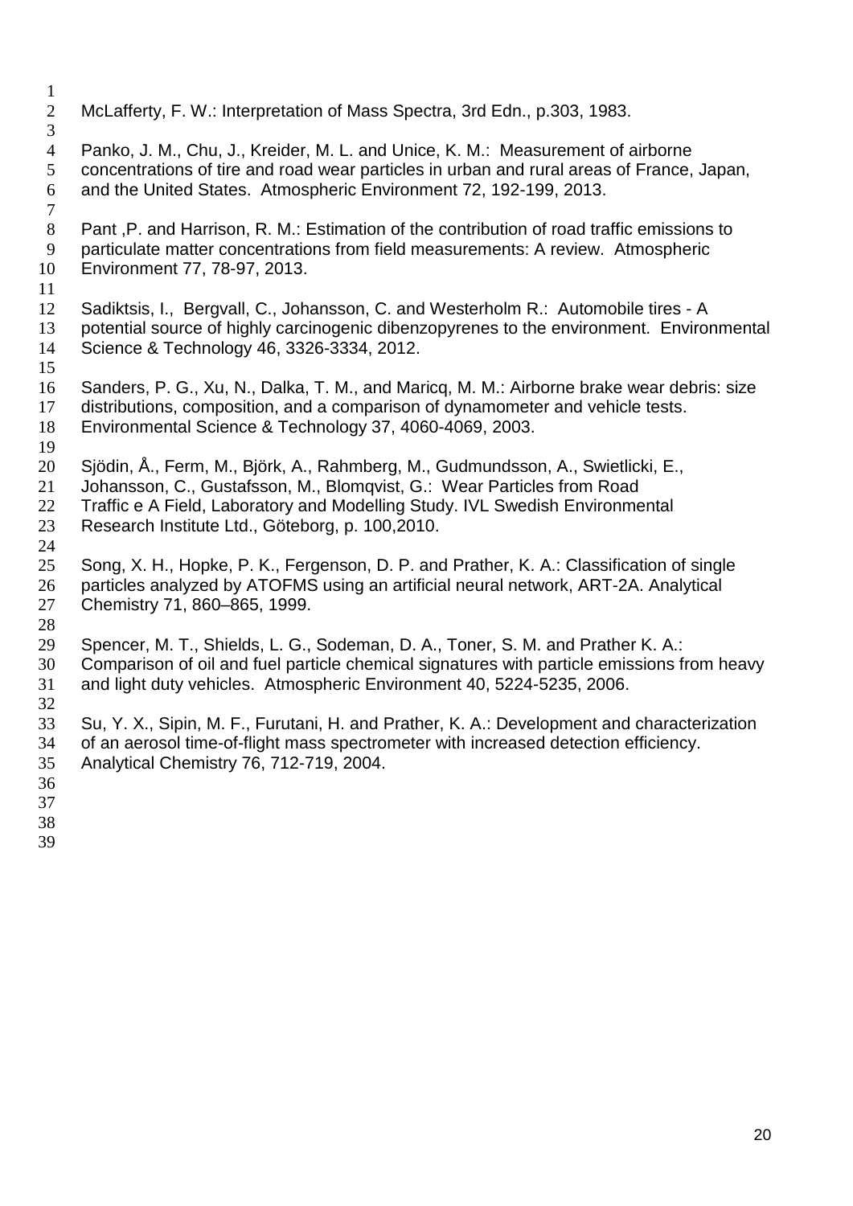McLafferty, F. W.: Interpretation of Mass Spectra, 3rd Edn., p.303, 1983.

Panko, J. M., Chu, J., Kreider, M. L. and Unice, K. M.: Measurement of airborne concentrations of tire and road wear particles in urban and rural areas of France, Japan, and the United States. Atmospheric Environment 72, 192-199, 2013.

Pant ,P. and Harrison, R. M.: Estimation of the contribution of road traffic emissions to particulate matter concentrations from field measurements: A review. Atmospheric Environment 77, 78-97, 2013.

Sadiktsis, I., Bergvall, C., Johansson, C. and Westerholm R.: Automobile tires - A potential source of highly carcinogenic dibenzopyrenes to the environment. Environmental Science & Technology 46, 3326-3334, 2012.

Sanders, P. G., Xu, N., Dalka, T. M., and Maricq, M. M.: Airborne brake wear debris: size distributions, composition, and a comparison of dynamometer and vehicle tests. Environmental Science & Technology 37, 4060-4069, 2003.

Sjödin, Å., Ferm, M., Björk, A., Rahmberg, M., Gudmundsson, A., Swietlicki, E., Johansson, C., Gustafsson, M., Blomqvist, G.: Wear Particles from Road Traffic e A Field, Laboratory and Modelling Study. IVL Swedish Environmental Research Institute Ltd., Göteborg, p. 100,2010.

Song, X. H., Hopke, P. K., Fergenson, D. P. and Prather, K. A.: Classification of single particles analyzed by ATOFMS using an artificial neural network, ART-2A. Analytical Chemistry 71, 860–865, 1999.

Spencer, M. T., Shields, L. G., Sodeman, D. A., Toner, S. M. and Prather K. A.: Comparison of oil and fuel particle chemical signatures with particle emissions from heavy and light duty vehicles. Atmospheric Environment 40, 5224-5235, 2006.

Su, Y. X., Sipin, M. F., Furutani, H. and Prather, K. A.: Development and characterization of an aerosol time-of-flight mass spectrometer with increased detection efficiency. Analytical Chemistry 76, 712-719, 2004.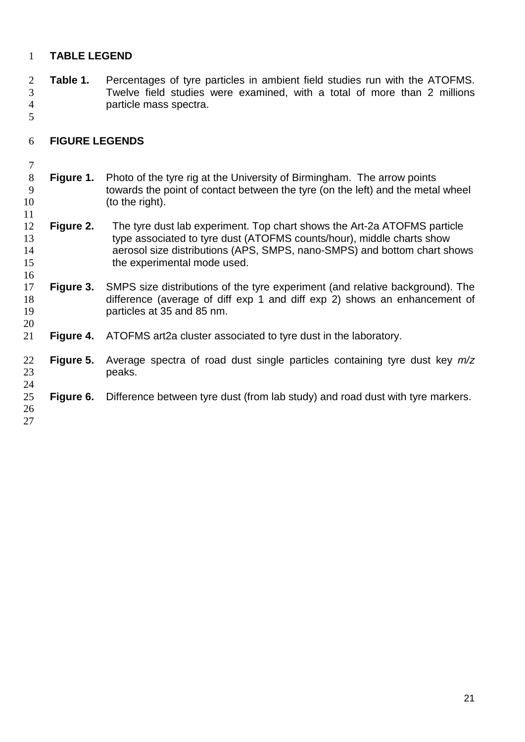## TABLE LEGEND

**Table 1.** Percentages of tyre particles in ambient field studies run with the ATOFMS. Twelve field studies were examined, with a total of more than 2 millions particle mass spectra.

## FIGURE LEGENDS

**Figure 1.** Photo of the tyre rig at the University of Birmingham. The arrow points towards the point of contact between the tyre (on the left) and the metal wheel (to the right).

**Figure 2.** The tyre dust lab experiment. Top chart shows the Art-2a ATOFMS particle type associated to tyre dust (ATOFMS counts/hour), middle charts show aerosol size distributions (APS, SMPS, nano-SMPS) and bottom chart shows the experimental mode used.

**Figure 3.** SMPS size distributions of the tyre experiment (and relative background). The difference (average of diff exp 1 and diff exp 2) shows an enhancement of particles at 35 and 85 nm.

**Figure 4.** ATOFMS art2a cluster associated to tyre dust in the laboratory.

**Figure 5.** Average spectra of road dust single particles containing tyre dust key *m/z* peaks.

**Figure 6.** Difference between tyre dust (from lab study) and road dust with tyre markers.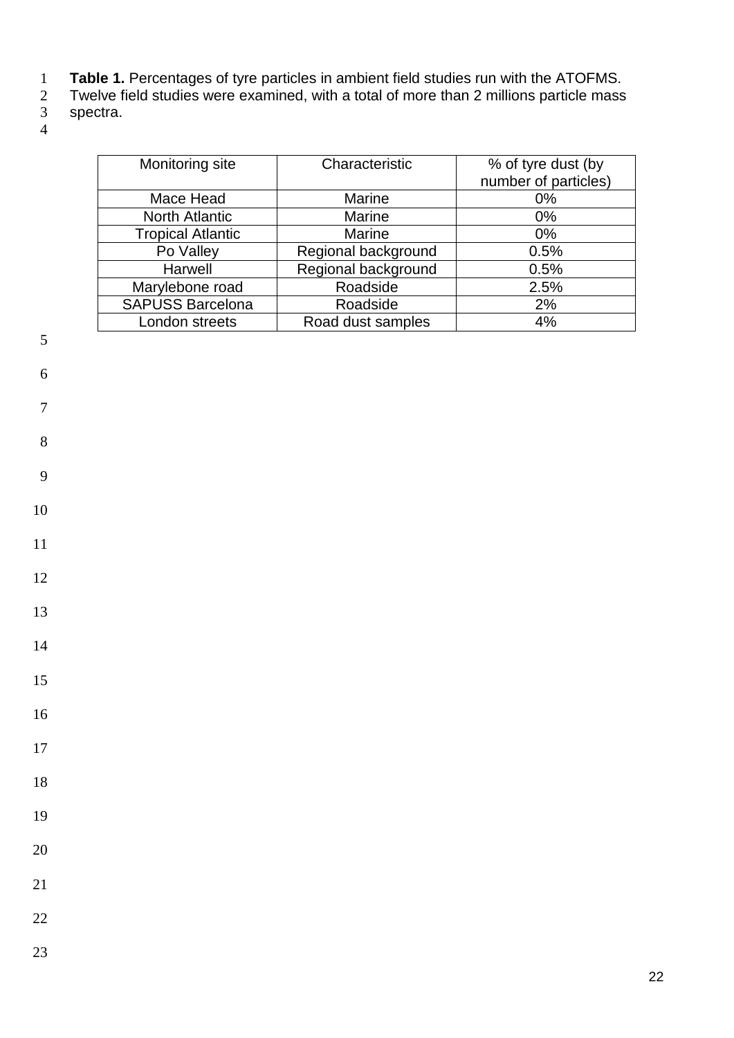**Table 1.** Percentages of tyre particles in ambient field studies run with the ATOFMS. Twelve field studies were examined, with a total of more than 2 millions particle mass spectra.

| Monitoring site | Characteristic | % of tyre dust (by number of particles) |
|---|---|---|
| Mace Head | Marine | 0% |
| North Atlantic | Marine | 0% |
| Tropical Atlantic | Marine | 0% |
| Po Valley | Regional background | 0.5% |
| Harwell | Regional background | 0.5% |
| Marylebone road | Roadside | 2.5% |
| SAPUSS Barcelona | Roadside | 2% |
| London streets | Road dust samples | 4% |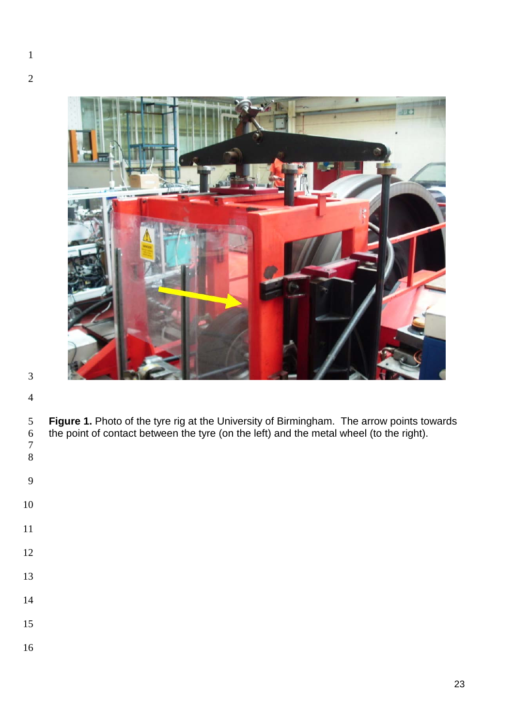**Figure 1.** Photo of the tyre rig at the University of Birmingham. The arrow points towards the point of contact between the tyre (on the left) and the metal wheel (to the right).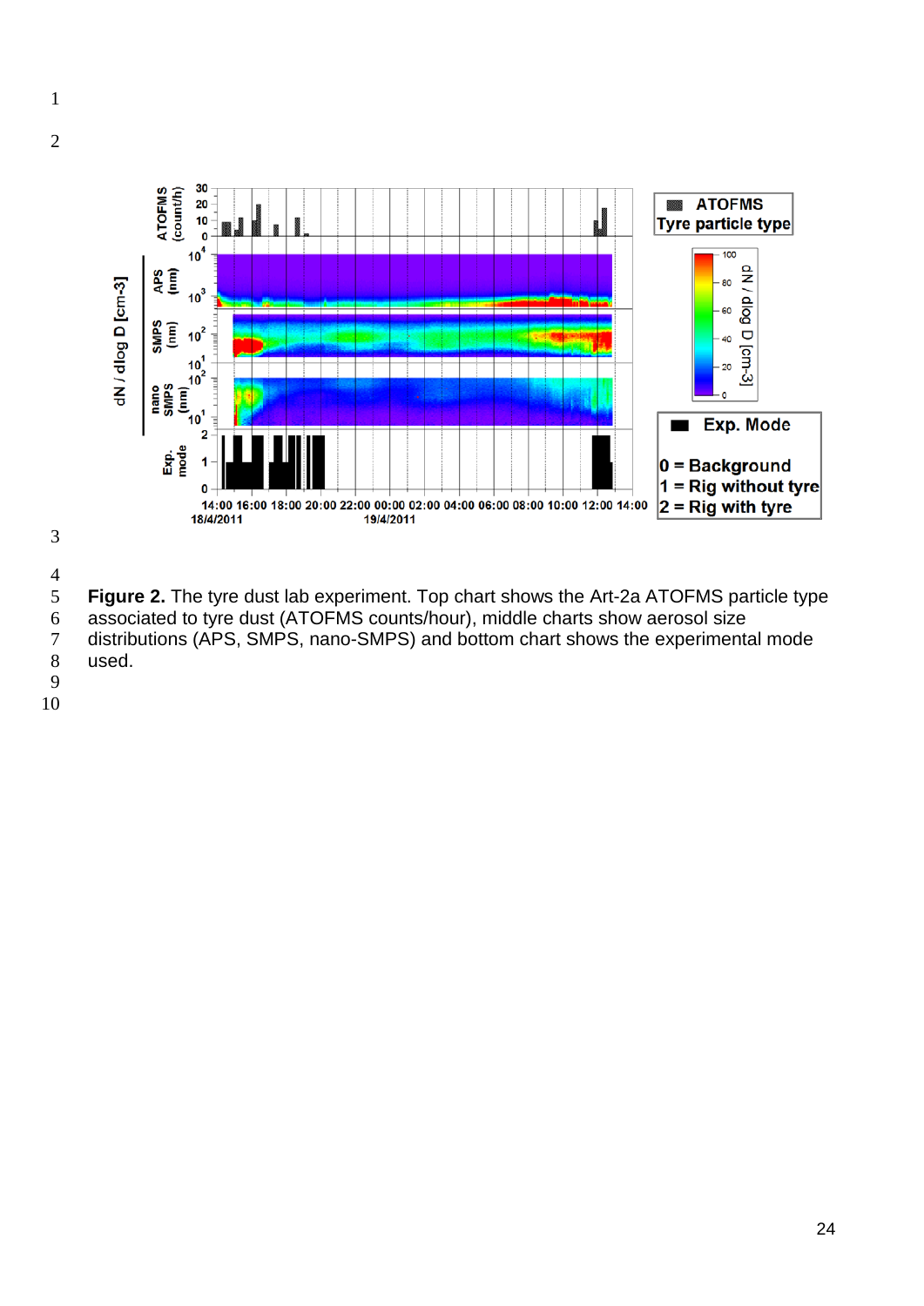**Figure 2.** The tyre dust lab experiment. Top chart shows the Art-2a ATOFMS particle type associated to tyre dust (ATOFMS counts/hour), middle charts show aerosol size distributions (APS, SMPS, nano-SMPS) and bottom chart shows the experimental mode used.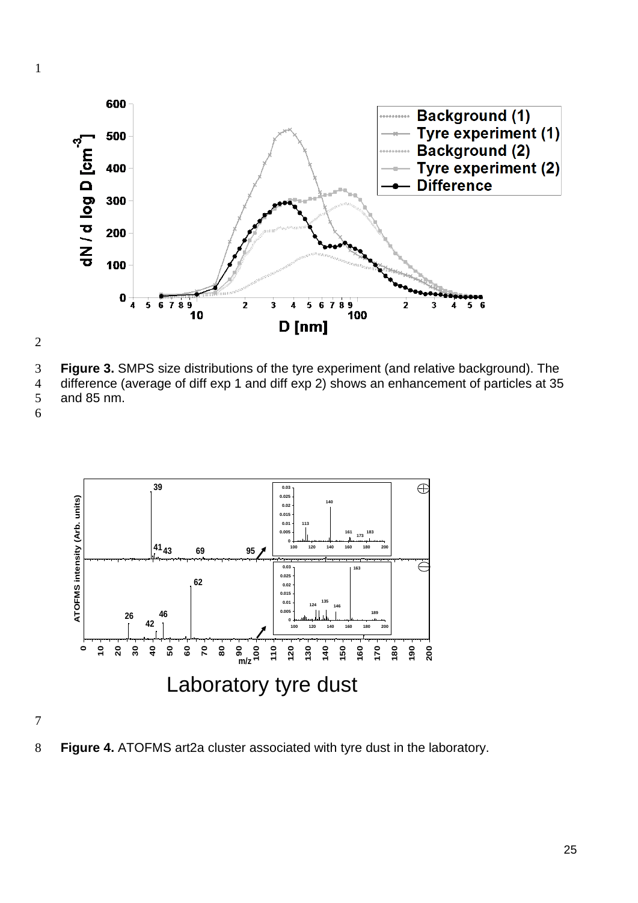**Figure 3.** SMPS size distributions of the tyre experiment (and relative background). The difference (average of diff exp 1 and diff exp 2) shows an enhancement of particles at 35 and 85 nm.

**Figure 4.** ATOFMS art2a cluster associated with tyre dust in the laboratory.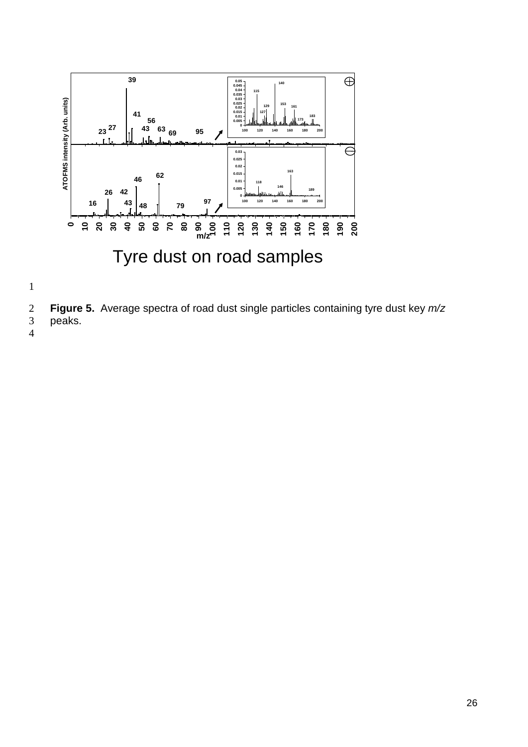Tyre dust on road samples

**Figure 5.** Average spectra of road dust single particles containing tyre dust key *m/z* peaks.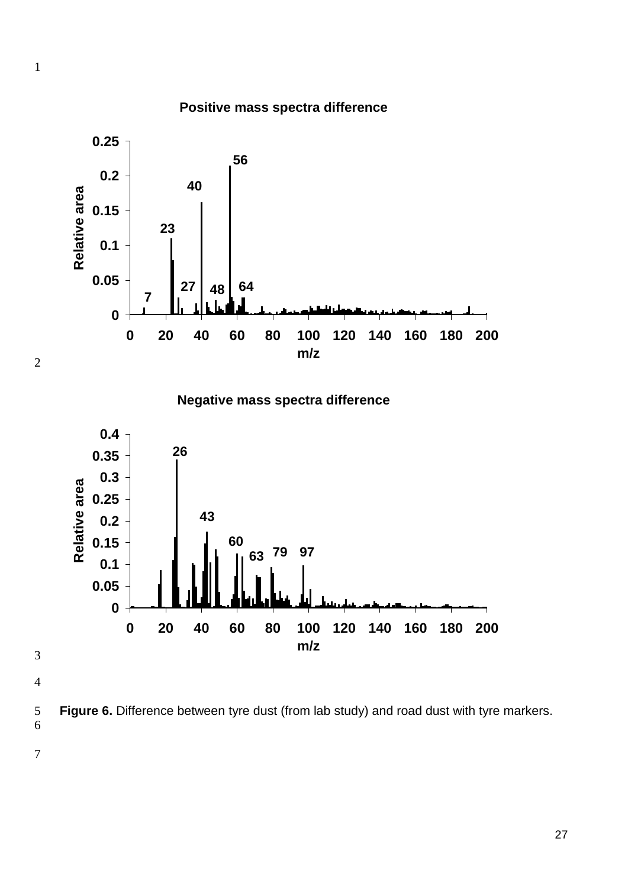Positive mass spectra difference

Relative area

0.25
0.2
0.15
0.1
0.05
0

56
40
23
27
48
64
7

0 20 40 60 80 100 120 140 160 180 200

m/z

Negative mass spectra difference

Relative area

0.4
0.35
0.3
0.25
0.2
0.15
0.1
0.05
0

26
43
60
63
79
97

0 20 40 60 80 100 120 140 160 180 200

m/z

**Figure 6.** Difference between tyre dust (from lab study) and road dust with tyre markers.